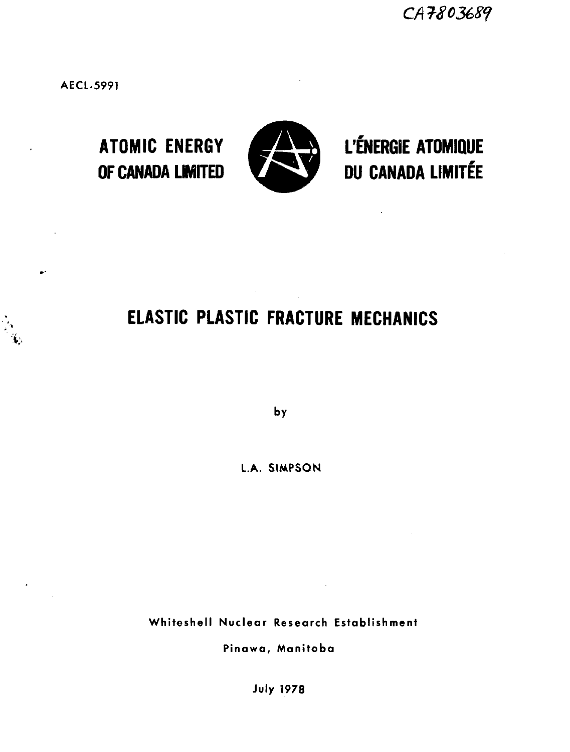CA7803689

AECL-5991

**ATOMIC ENERGY OF CANADA LIMITED**

**L'ÉNERGIE ATOMIQUE DU CANADA LIMITÉE**

# ELASTIC PLASTIC FRACTURE MECHANICS

by

L.A. SIMPSON

Whiteshell Nuclear Research Establishment

Pinawa, Manitoba

July 1978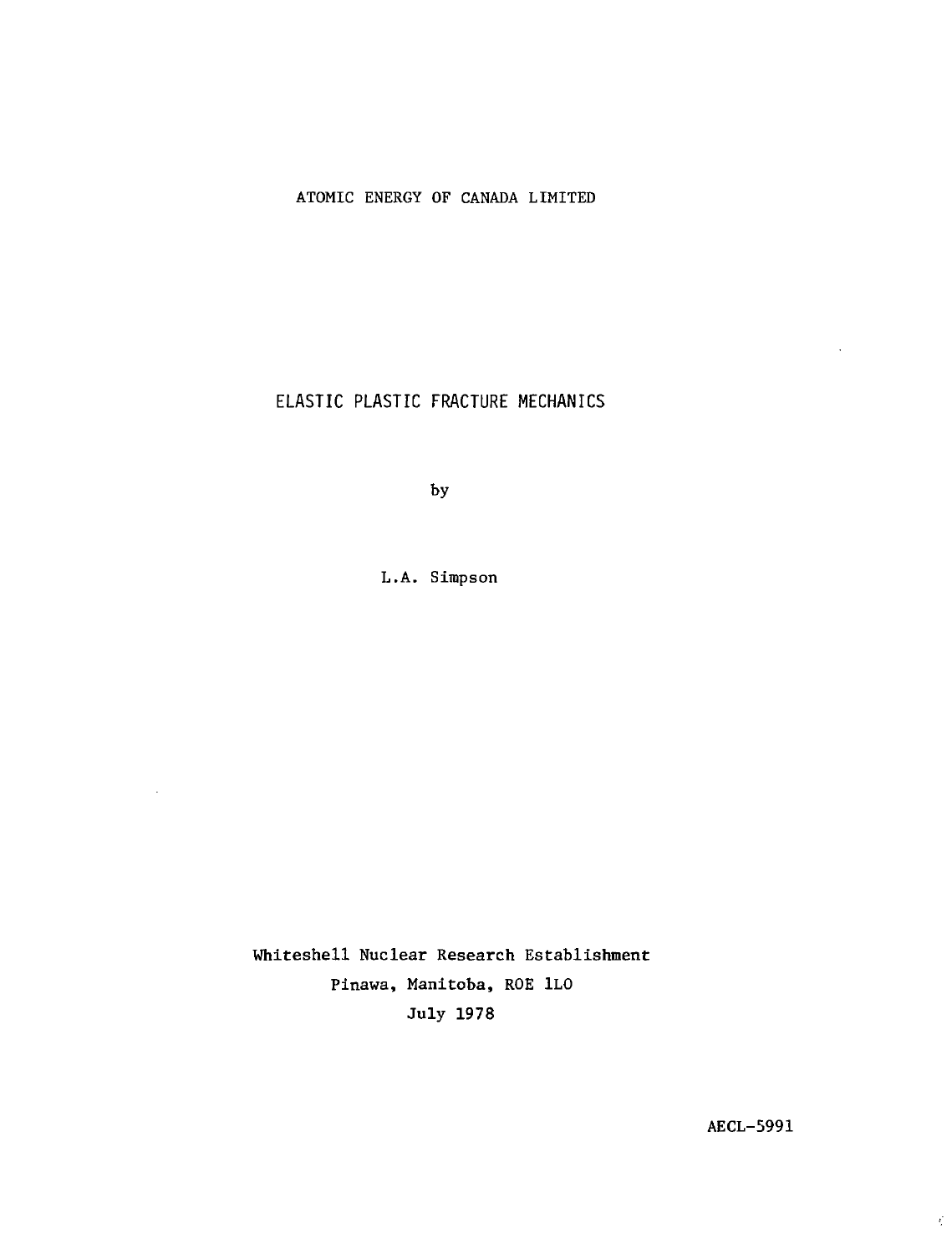ATOMIC ENERGY OF CANADA LIMITED

# ELASTIC PLASTIC FRACTURE MECHANICS

by

L.A. Simpson

Whiteshell Nuclear Research Establishment
Pinawa, Manitoba, ROE 1LO
July 1978

AECL-5991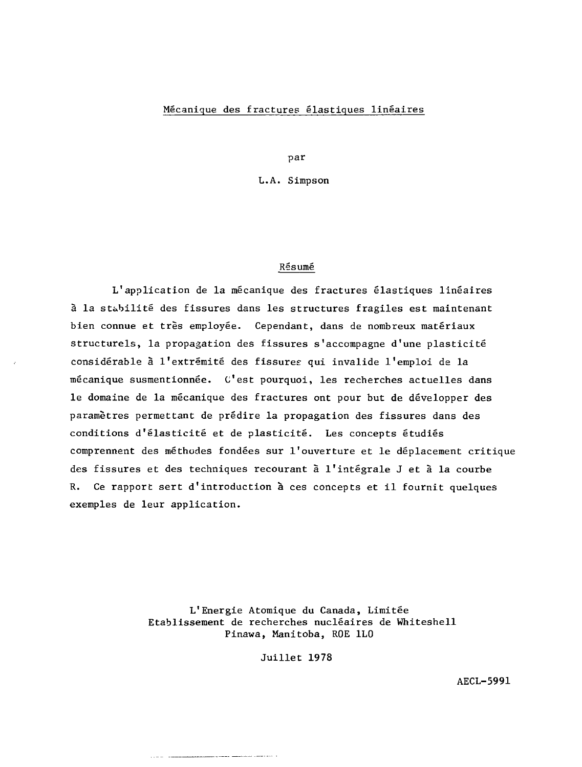# Mécanique des fractures élastiques linéaires

par

L.A. Simpson

## Résumé

L'application de la mécanique des fractures élastiques linéaires à la stabilité des fissures dans les structures fragiles est maintenant bien connue et très employée. Cependant, dans de nombreux matériaux structurels, la propagation des fissures s'accompagne d'une plasticité considérable à l'extrémité des fissures qui invalide l'emploi de la mécanique susmentionnée. C'est pourquoi, les recherches actuelles dans le domaine de la mécanique des fractures ont pour but de développer des paramètres permettant de prédire la propagation des fissures dans des conditions d'élasticité et de plasticité. Les concepts étudiés comprennent des méthodes fondées sur l'ouverture et le déplacement critique des fissures et des techniques recourant à l'intégrale J et à la courbe R. Ce rapport sert d'introduction à ces concepts et il fournit quelques exemples de leur application.

L'Energie Atomique du Canada, Limitée
Etablissement de recherches nucléaires de Whiteshell
Pinawa, Manitoba, R0E 1L0

Juillet 1978

AECL-5991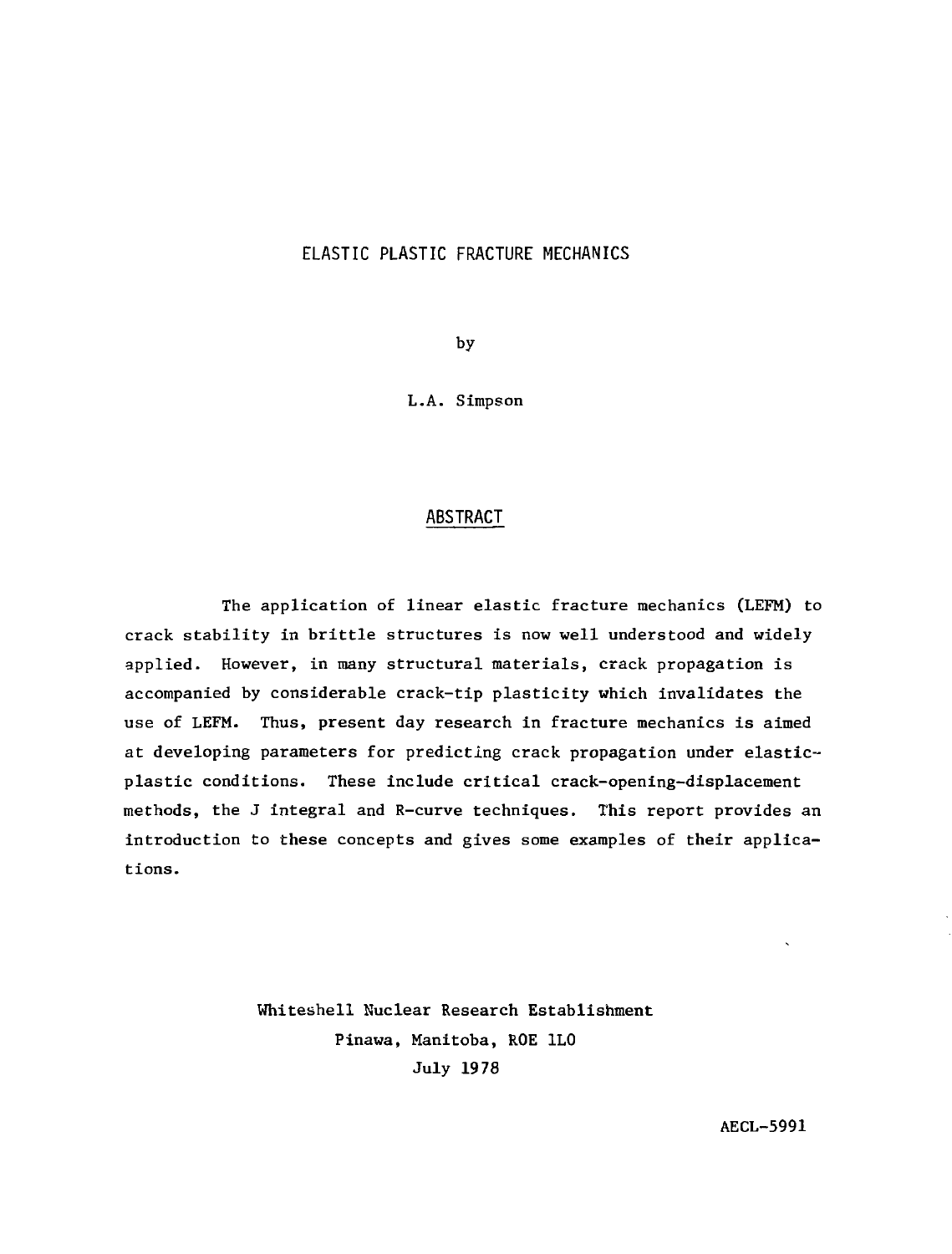# ELASTIC PLASTIC FRACTURE MECHANICS

by

L.A. Simpson

## ABSTRACT

The application of linear elastic fracture mechanics (LEFM) to crack stability in brittle structures is now well understood and widely applied. However, in many structural materials, crack propagation is accompanied by considerable crack-tip plasticity which invalidates the use of LEFM. Thus, present day research in fracture mechanics is aimed at developing parameters for predicting crack propagation under elastic-plastic conditions. These include critical crack-opening-displacement methods, the J integral and R-curve techniques. This report provides an introduction to these concepts and gives some examples of their applications.

Whiteshell Nuclear Research Establishment
Pinawa, Manitoba, ROE 1LO
July 1978

AECL-5991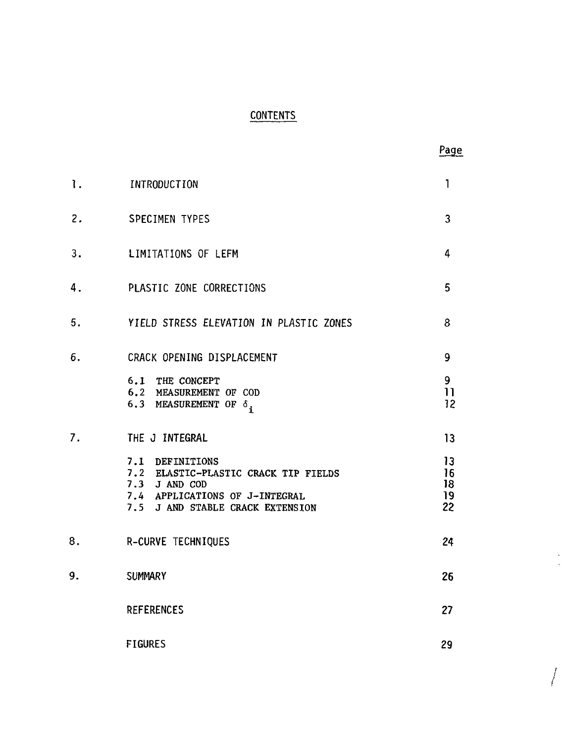# CONTENTS

| | | Page |
|---|---|---|
| 1. | INTRODUCTION | 1 |
| 2. | SPECIMEN TYPES | 3 |
| 3. | LIMITATIONS OF LEFM | 4 |
| 4. | PLASTIC ZONE CORRECTIONS | 5 |
| 5. | YIELD STRESS ELEVATION IN PLASTIC ZONES | 8 |
| 6. | CRACK OPENING DISPLACEMENT | 9 |
| | 6.1 THE CONCEPT | 9 |
| | 6.2 MEASUREMENT OF COD | 11 |
| | 6.3 MEASUREMENT OF $\delta_i$ | 12 |
| 7. | THE J INTEGRAL | 13 |
| | 7.1 DEFINITIONS | 13 |
| | 7.2 ELASTIC-PLASTIC CRACK TIP FIELDS | 16 |
| | 7.3 J AND COD | 18 |
| | 7.4 APPLICATIONS OF J-INTEGRAL | 19 |
| | 7.5 J AND STABLE CRACK EXTENSION | 22 |
| 8. | R-CURVE TECHNIQUES | 24 |
| 9. | SUMMARY | 26 |
| | REFERENCES | 27 |
| | FIGURES | 29 |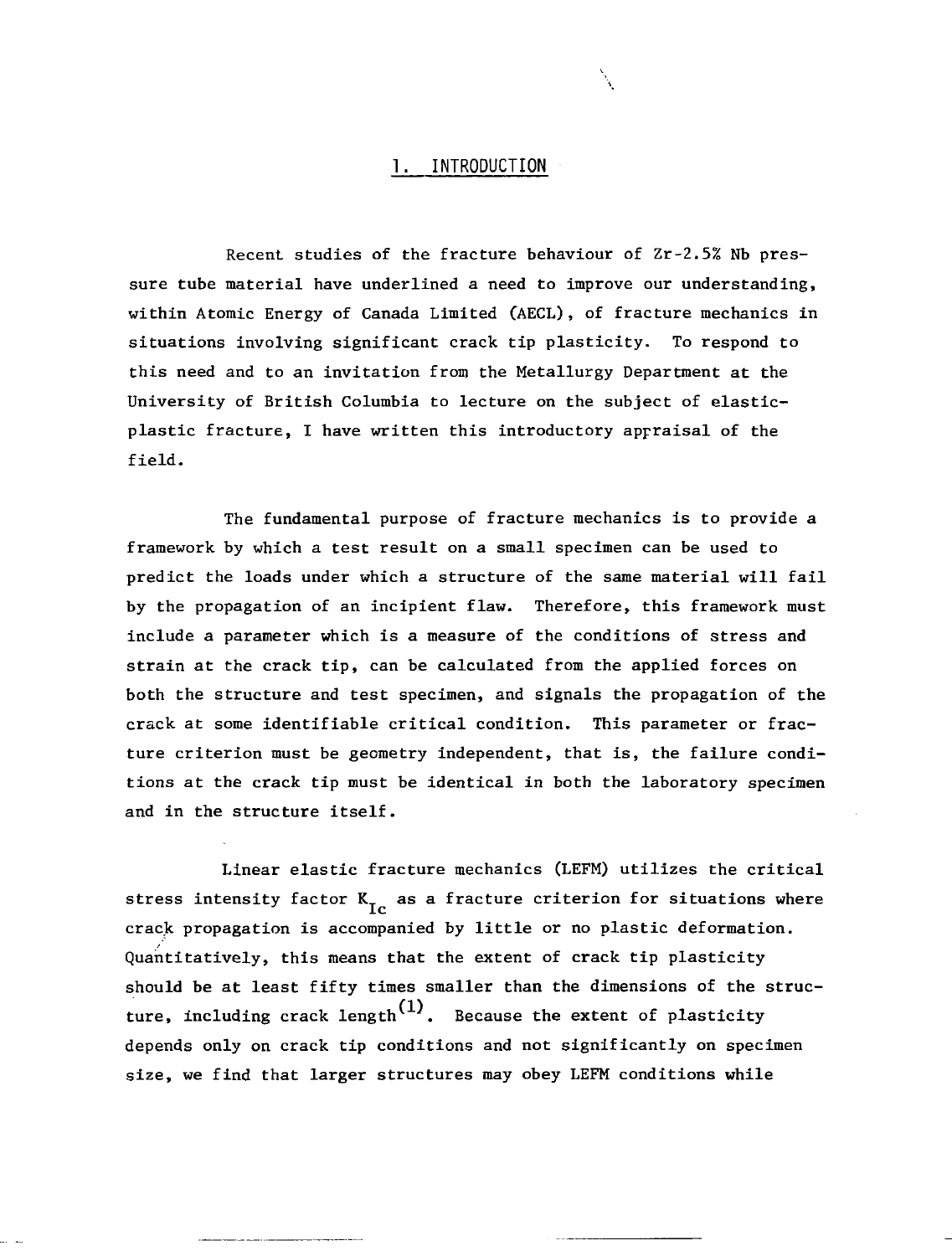# 1. INTRODUCTION

Recent studies of the fracture behaviour of Zr-2.5% Nb pressure tube material have underlined a need to improve our understanding, within Atomic Energy of Canada Limited (AECL), of fracture mechanics in situations involving significant crack tip plasticity. To respond to this need and to an invitation from the Metallurgy Department at the University of British Columbia to lecture on the subject of elastic-plastic fracture, I have written this introductory appraisal of the field.

The fundamental purpose of fracture mechanics is to provide a framework by which a test result on a small specimen can be used to predict the loads under which a structure of the same material will fail by the propagation of an incipient flaw. Therefore, this framework must include a parameter which is a measure of the conditions of stress and strain at the crack tip, can be calculated from the applied forces on both the structure and test specimen, and signals the propagation of the crack at some identifiable critical condition. This parameter or fracture criterion must be geometry independent, that is, the failure conditions at the crack tip must be identical in both the laboratory specimen and in the structure itself.

Linear elastic fracture mechanics (LEFM) utilizes the critical stress intensity factor $K_{Ic}$ as a fracture criterion for situations where crack propagation is accompanied by little or no plastic deformation. Quantitatively, this means that the extent of crack tip plasticity should be at least fifty times smaller than the dimensions of the structure, including crack length[1]. Because the extent of plasticity depends only on crack tip conditions and not significantly on specimen size, we find that larger structures may obey LEFM conditions while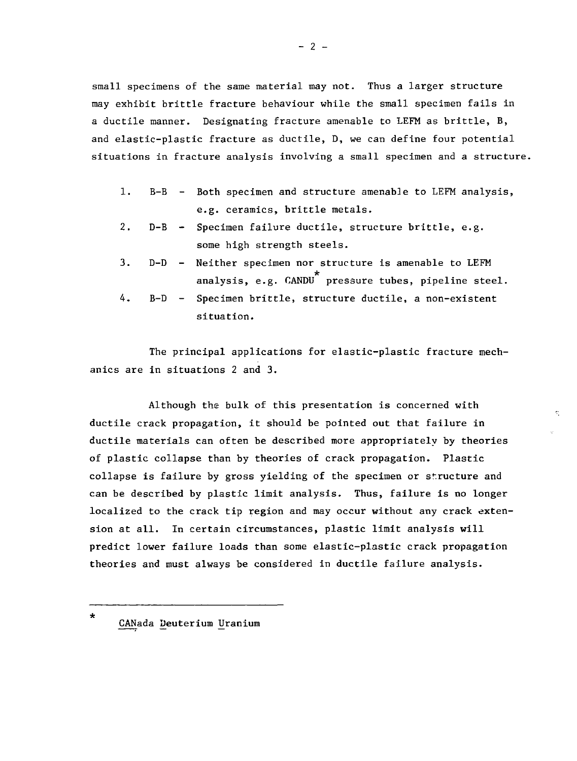small specimens of the same material may not. Thus a larger structure may exhibit brittle fracture behaviour while the small specimen fails in a ductile manner. Designating fracture amenable to LEFM as brittle, B, and elastic-plastic fracture as ductile, D, we can define four potential situations in fracture analysis involving a small specimen and a structure.

1. B-B - Both specimen and structure amenable to LEFM analysis, e.g. ceramics, brittle metals.
2. D-B - Specimen failure ductile, structure brittle, e.g. some high strength steels.
3. D-D - Neither specimen nor structure is amenable to LEFM analysis, e.g. CANDU* pressure tubes, pipeline steel.
4. B-D - Specimen brittle, structure ductile, a non-existent situation.

The principal applications for elastic-plastic fracture mechanics are in situations 2 and 3.

Although the bulk of this presentation is concerned with ductile crack propagation, it should be pointed out that failure in ductile materials can often be described more appropriately by theories of plastic collapse than by theories of crack propagation. Plastic collapse is failure by gross yielding of the specimen or structure and can be described by plastic limit analysis. Thus, failure is no longer localized to the crack tip region and may occur without any crack extension at all. In certain circumstances, plastic limit analysis will predict lower failure loads than some elastic-plastic crack propagation theories and must always be considered in ductile failure analysis.

---

\* CANada Deuterium Uranium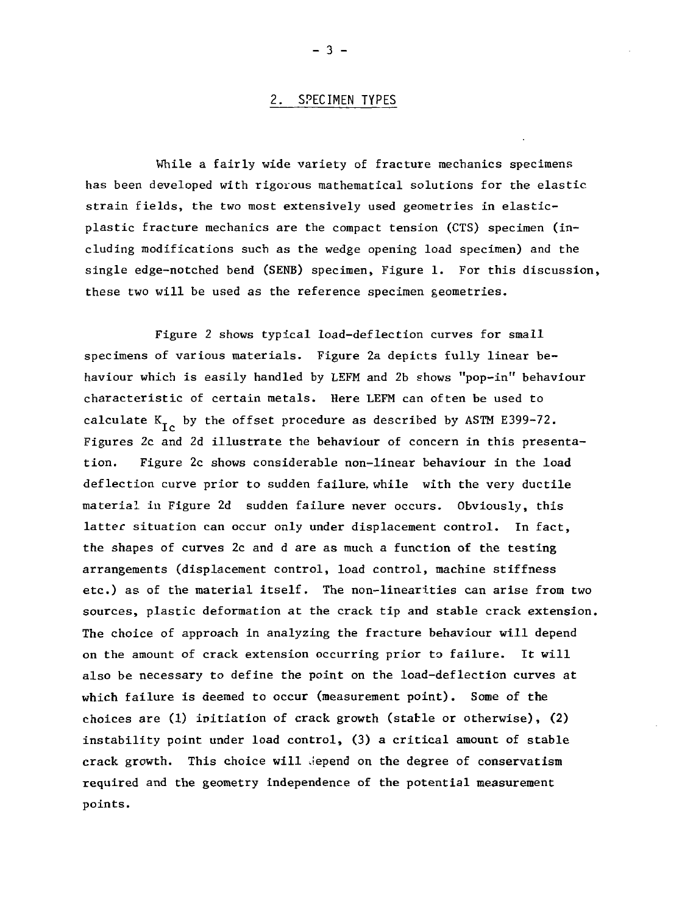## 2. SPECIMEN TYPES

While a fairly wide variety of fracture mechanics specimens has been developed with rigorous mathematical solutions for the elastic strain fields, the two most extensively used geometries in elastic-plastic fracture mechanics are the compact tension (CTS) specimen (including modifications such as the wedge opening load specimen) and the single edge-notched bend (SENB) specimen, Figure 1. For this discussion, these two will be used as the reference specimen geometries.

Figure 2 shows typical load-deflection curves for small specimens of various materials. Figure 2a depicts fully linear behaviour which is easily handled by LEFM and 2b shows "pop-in" behaviour characteristic of certain metals. Here LEFM can often be used to calculate $K_{Ic}$ by the offset procedure as described by ASTM E399-72. Figures 2c and 2d illustrate the behaviour of concern in this presentation. Figure 2c shows considerable non-linear behaviour in the load deflection curve prior to sudden failure while with the very ductile material in Figure 2d sudden failure never occurs. Obviously, this latter situation can occur only under displacement control. In fact, the shapes of curves 2c and d are as much a function of the testing arrangements (displacement control, load control, machine stiffness etc.) as of the material itself. The non-linearities can arise from two sources, plastic deformation at the crack tip and stable crack extension. The choice of approach in analyzing the fracture behaviour will depend on the amount of crack extension occurring prior to failure. It will also be necessary to define the point on the load-deflection curves at which failure is deemed to occur (measurement point). Some of the choices are (1) initiation of crack growth (stable or otherwise), (2) instability point under load control, (3) a critical amount of stable crack growth. This choice will depend on the degree of conservatism required and the geometry independence of the potential measurement points.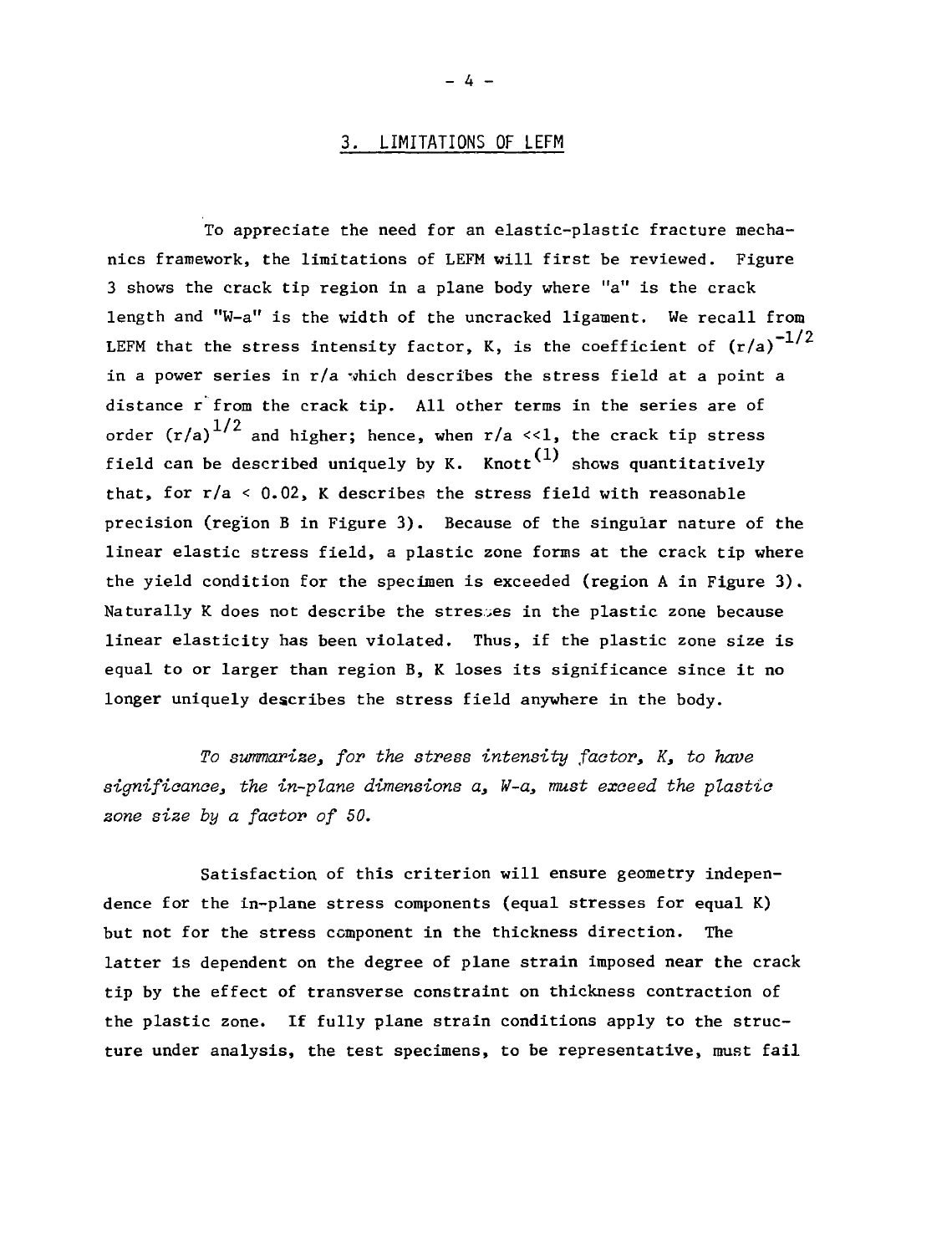## 3. LIMITATIONS OF LEFM

To appreciate the need for an elastic-plastic fracture mechanics framework, the limitations of LEFM will first be reviewed. Figure 3 shows the crack tip region in a plane body where "a" is the crack length and "W-a" is the width of the uncracked ligament. We recall from LEFM that the stress intensity factor, K, is the coefficient of $(r/a)^{-1/2}$ in a power series in r/a which describes the stress field at a point a distance r from the crack tip. All other terms in the series are of order $(r/a)^{1/2}$ and higher; hence, when $r/a \ll 1$, the crack tip stress field can be described uniquely by K. Knott[1] shows quantitatively that, for $r/a < 0.02$, K describes the stress field with reasonable precision (region B in Figure 3). Because of the singular nature of the linear elastic stress field, a plastic zone forms at the crack tip where the yield condition for the specimen is exceeded (region A in Figure 3). Naturally K does not describe the stresses in the plastic zone because linear elasticity has been violated. Thus, if the plastic zone size is equal to or larger than region B, K loses its significance since it no longer uniquely describes the stress field anywhere in the body.

*To summarize, for the stress intensity factor, K, to have significance, the in-plane dimensions a, W-a, must exceed the plastic zone size by a factor of 50.*

Satisfaction of this criterion will ensure geometry independence for the in-plane stress components (equal stresses for equal K) but not for the stress component in the thickness direction. The latter is dependent on the degree of plane strain imposed near the crack tip by the effect of transverse constraint on thickness contraction of the plastic zone. If fully plane strain conditions apply to the structure under analysis, the test specimens, to be representative, must fail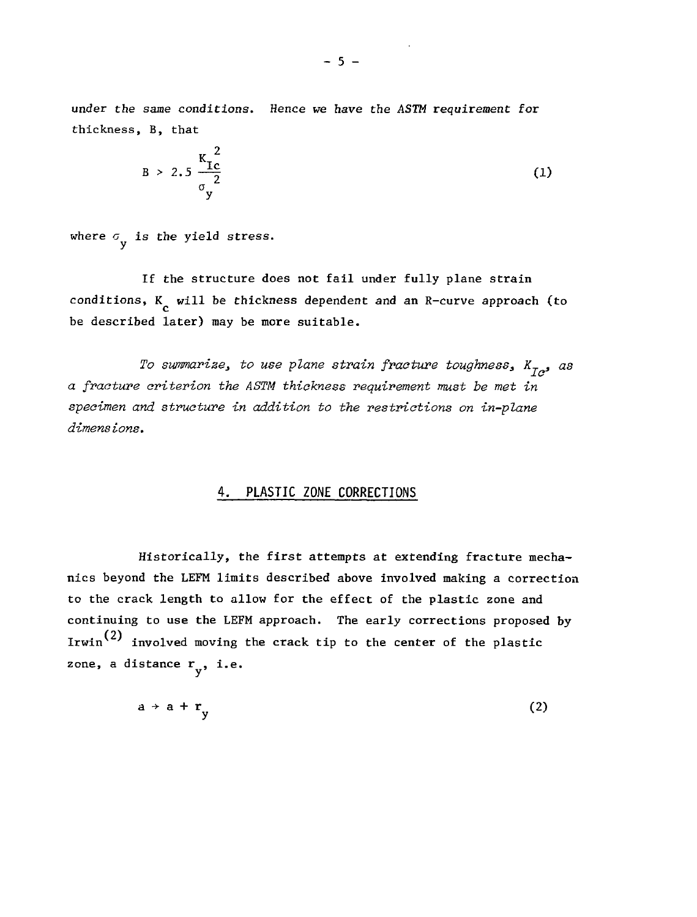*under the same conditions. Hence we have the ASTM requirement for* thickness, B, that

$$B > 2.5 \frac{K_{Ic}^2}{\sigma_y^2} \tag{1}$$

where $\sigma_y$ is the yield stress.

If the structure does not fail under fully plane strain conditions, $K_c$ will be thickness dependent and an R-curve approach (to be described later) may be more suitable.

*To summarize, to use plane strain fracture toughness, $K_{Ic}$, as a fracture criterion the ASTM thickness requirement must be met in specimen and structure in addition to the restrictions on in-plane dimensions.*

## 4. PLASTIC ZONE CORRECTIONS

Historically, the first attempts at extending fracture mechanics beyond the LEFM limits described above involved making a correction to the crack length to allow for the effect of the plastic zone and continuing to use the LEFM approach. The early corrections proposed by Irwin[2] involved moving the crack tip to the center of the plastic zone, a distance $r_y$, i.e.

$$a \rightarrow a + r_y \tag{2}$$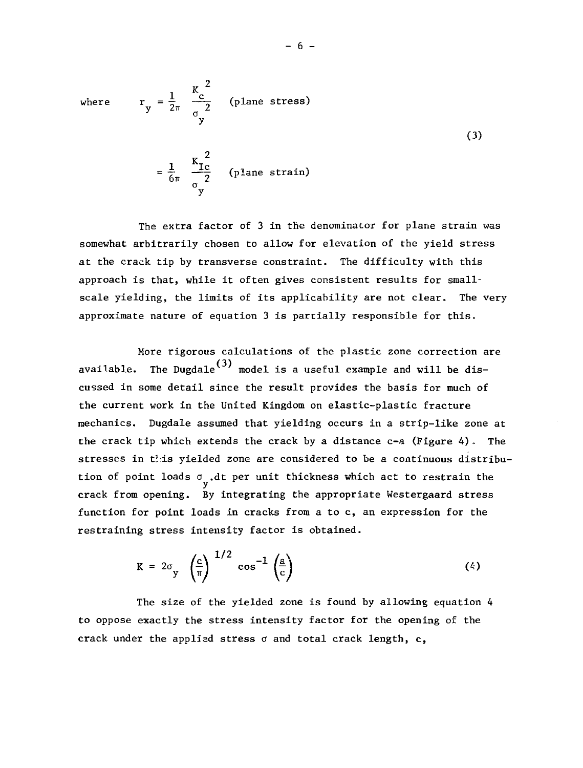where $$r_y = \frac{1}{2\pi} \frac{K_c^2}{\sigma_y^2} \quad \text{(plane stress)}$$

$$= \frac{1}{6\pi} \frac{K_{Ic}^2}{\sigma_y^2} \quad \text{(plane strain)} \tag{3}$$

The extra factor of 3 in the denominator for plane strain was somewhat arbitrarily chosen to allow for elevation of the yield stress at the crack tip by transverse constraint. The difficulty with this approach is that, while it often gives consistent results for small-scale yielding, the limits of its applicability are not clear. The very approximate nature of equation 3 is partially responsible for this.

More rigorous calculations of the plastic zone correction are available. The Dugdale[3] model is a useful example and will be discussed in some detail since the result provides the basis for much of the current work in the United Kingdom on elastic-plastic fracture mechanics. Dugdale assumed that yielding occurs in a strip-like zone at the crack tip which extends the crack by a distance c-a (Figure 4). The stresses in this yielded zone are considered to be a continuous distribution of point loads $\sigma_y.dt$ per unit thickness which act to restrain the crack from opening. By integrating the appropriate Westergaard stress function for point loads in cracks from a to c, an expression for the restraining stress intensity factor is obtained.

$$K = 2\sigma_y \left(\frac{c}{\pi}\right)^{1/2} \cos^{-1}\left(\frac{a}{c}\right) \tag{4}$$

The size of the yielded zone is found by allowing equation 4 to oppose exactly the stress intensity factor for the opening of the crack under the applied stress $\sigma$ and total crack length, c,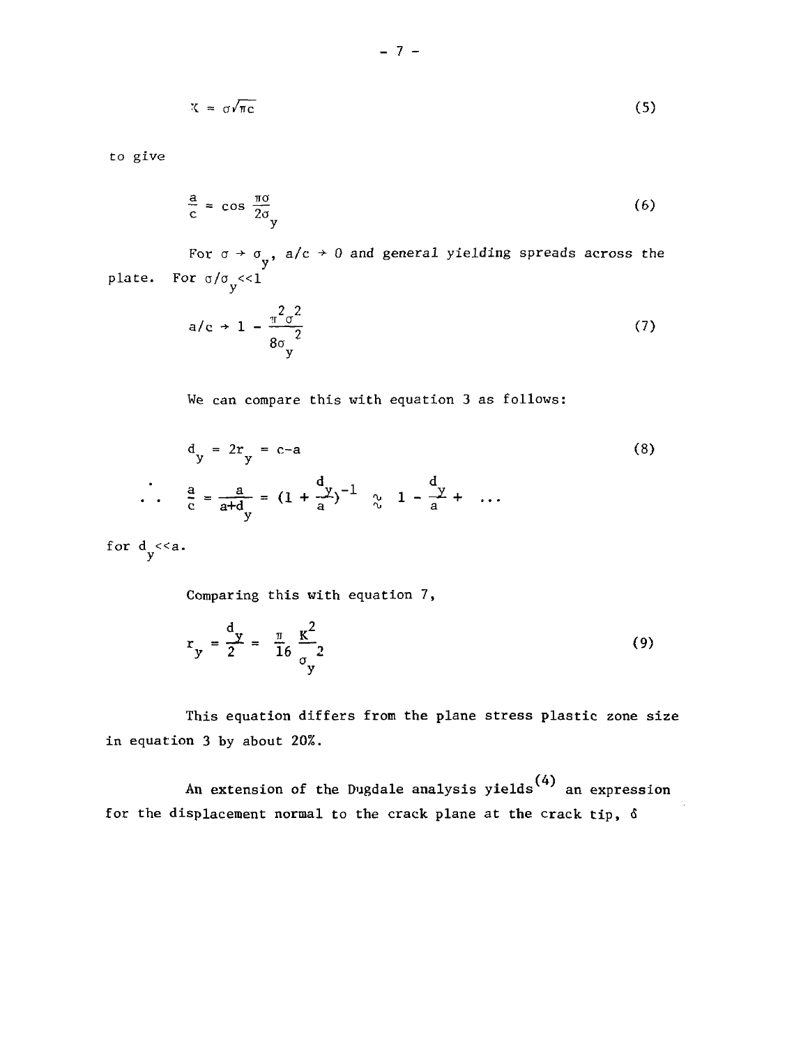$$K = \sigma\sqrt{\pi c} \tag{5}$$

to give

$$\frac{a}{c} = \cos\frac{\pi\sigma}{2\sigma_y} \tag{6}$$

For $\sigma \to \sigma_y$, $a/c \to 0$ and general yielding spreads across the plate. For $\sigma/\sigma_y << 1$

$$a/c \to 1 - \frac{\pi^2\sigma^2}{8\sigma_y^2} \tag{7}$$

We can compare this with equation 3 as follows:

$$d_y = 2r_y = c - a \tag{8}$$

$$\therefore \quad \frac{a}{c} = \frac{a}{a+d_y} = (1 + \frac{d_y}{a})^{-1} \approx 1 - \frac{d_y}{a} + \ \ldots$$

for $d_y << a$.

Comparing this with equation 7,

$$r_y = \frac{d_y}{2} = \frac{\pi}{16}\frac{K^2}{\sigma_y^2} \tag{9}$$

This equation differs from the plane stress plastic zone size in equation 3 by about 20%.

An extension of the Dugdale analysis yields(4) an expression for the displacement normal to the crack plane at the crack tip, $\delta$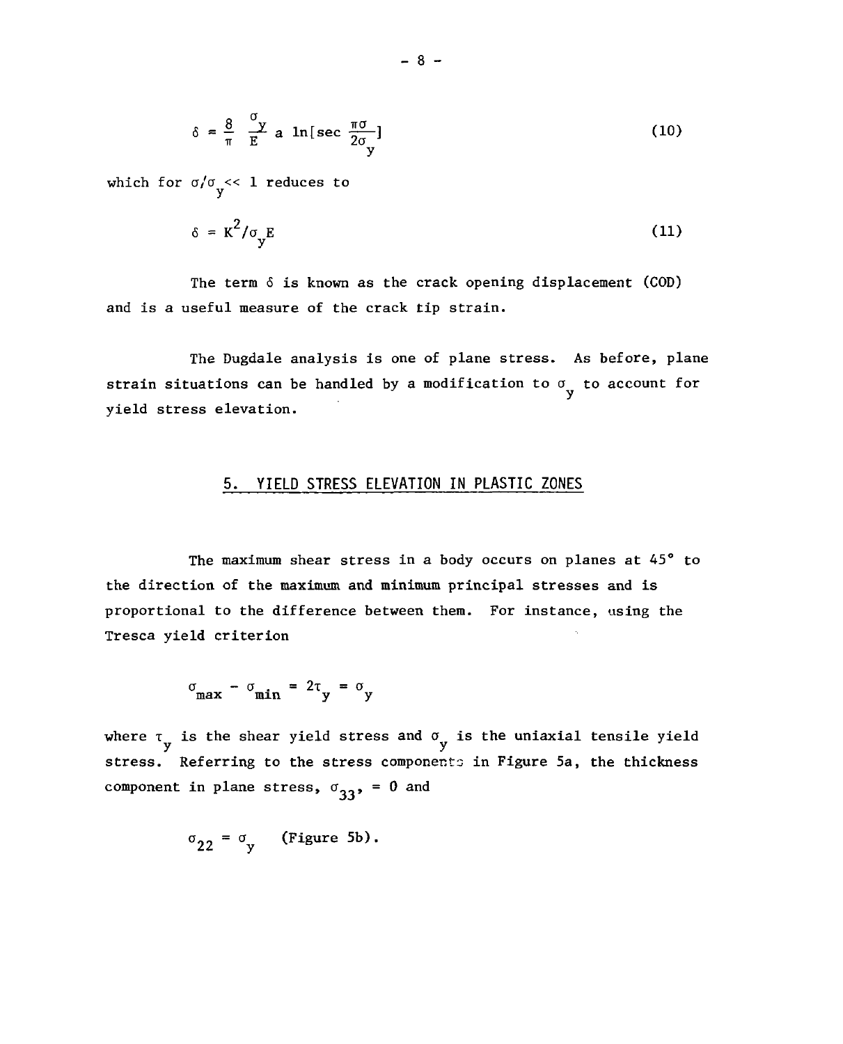$$\delta = \frac{8}{\pi} \frac{\sigma_y}{E} a \ln[\sec \frac{\pi\sigma}{2\sigma_y}] \tag{10}$$

which for $\sigma/\sigma_y << 1$ reduces to

$$\delta = K^2/\sigma_y E \tag{11}$$

The term $\delta$ is known as the crack opening displacement (COD) and is a useful measure of the crack tip strain.

The Dugdale analysis is one of plane stress. As before, plane strain situations can be handled by a modification to $\sigma_y$ to account for yield stress elevation.

## 5. YIELD STRESS ELEVATION IN PLASTIC ZONES

The maximum shear stress in a body occurs on planes at 45° to the direction of the maximum and minimum principal stresses and is proportional to the difference between them. For instance, using the Tresca yield criterion

$$\sigma_{max} - \sigma_{min} = 2\tau_y = \sigma_y$$

where $\tau_y$ is the shear yield stress and $\sigma_y$ is the uniaxial tensile yield stress. Referring to the stress components in Figure 5a, the thickness component in plane stress, $\sigma_{33}$, = 0 and

$$\sigma_{22} = \sigma_y \quad \text{(Figure 5b)}.$$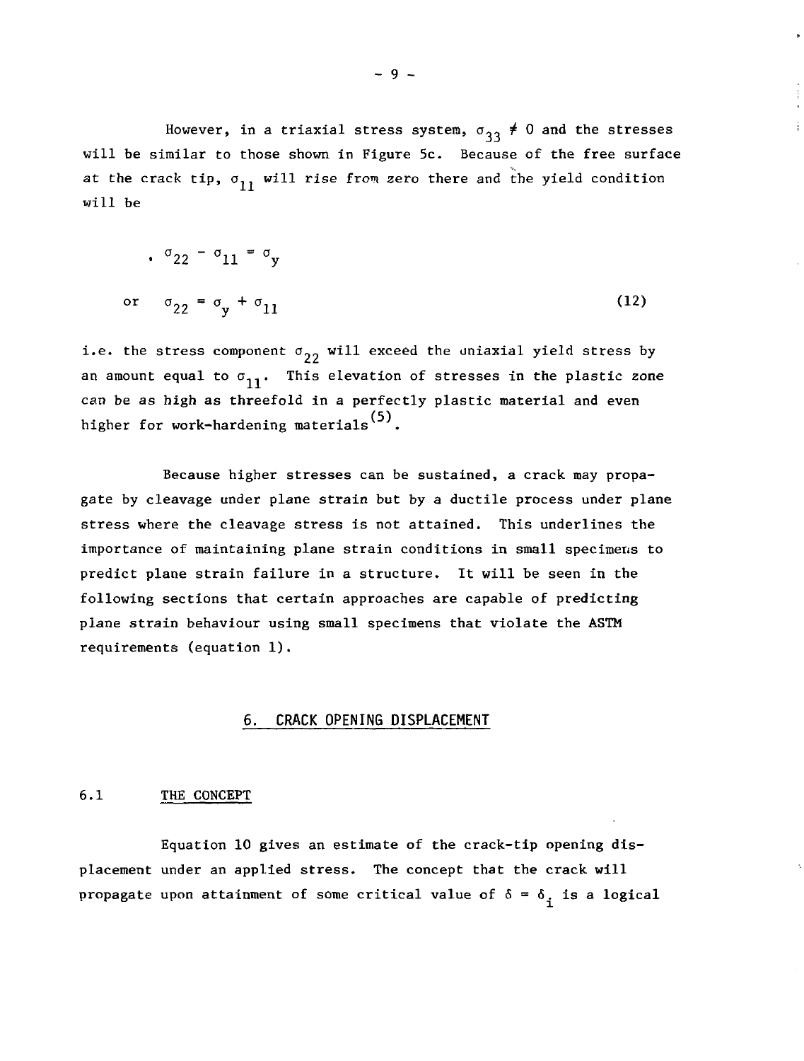However, in a triaxial stress system, $\sigma_{33} \neq 0$ and the stresses will be similar to those shown in Figure 5c. Because of the free surface at the crack tip, $\sigma_{11}$ will rise from zero there and the yield condition will be

$$\sigma_{22} - \sigma_{11} = \sigma_y$$

$$\text{or} \quad \sigma_{22} = \sigma_y + \sigma_{11} \tag{12}$$

i.e. the stress component $\sigma_{22}$ will exceed the uniaxial yield stress by an amount equal to $\sigma_{11}$. This elevation of stresses in the plastic zone can be as high as threefold in a perfectly plastic material and even higher for work-hardening materials[5].

Because higher stresses can be sustained, a crack may propagate by cleavage under plane strain but by a ductile process under plane stress where the cleavage stress is not attained. This underlines the importance of maintaining plane strain conditions in small specimens to predict plane strain failure in a structure. It will be seen in the following sections that certain approaches are capable of predicting plane strain behaviour using small specimens that violate the ASTM requirements (equation 1).

## 6. CRACK OPENING DISPLACEMENT

### 6.1 THE CONCEPT

Equation 10 gives an estimate of the crack-tip opening displacement under an applied stress. The concept that the crack will propagate upon attainment of some critical value of $\delta = \delta_i$ is a logical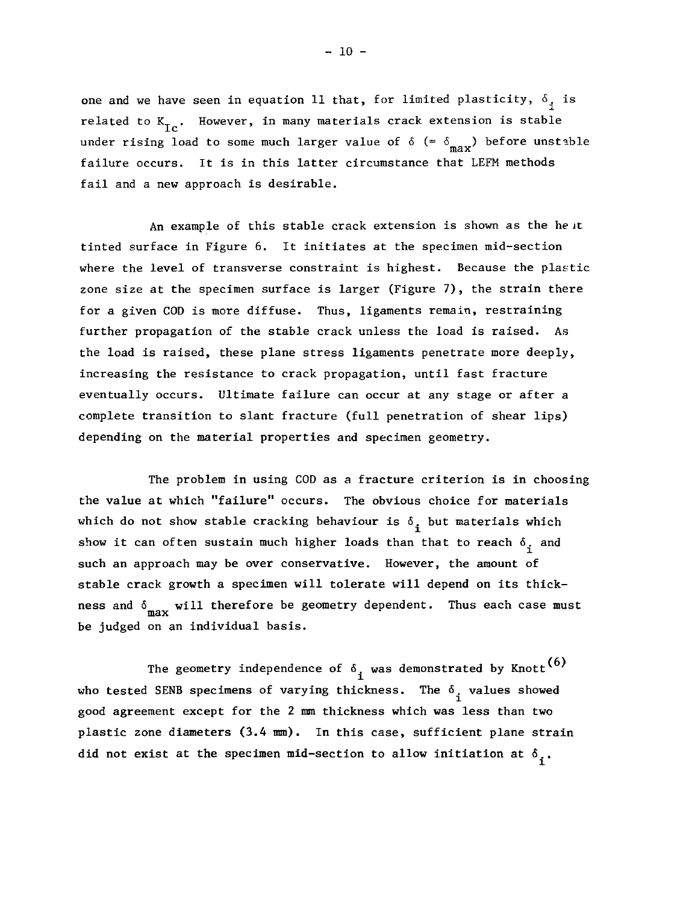one and we have seen in equation 11 that, for limited plasticity, $\delta_i$ is related to $K_{Ic}$. However, in many materials crack extension is stable under rising load to some much larger value of $\delta$ (= $\delta_{max}$) before unstable failure occurs. It is in this latter circumstance that LEFM methods fail and a new approach is desirable.

An example of this stable crack extension is shown as the heat tinted surface in Figure 6. It initiates at the specimen mid-section where the level of transverse constraint is highest. Because the plastic zone size at the specimen surface is larger (Figure 7), the strain there for a given COD is more diffuse. Thus, ligaments remain, restraining further propagation of the stable crack unless the load is raised. As the load is raised, these plane stress ligaments penetrate more deeply, increasing the resistance to crack propagation, until fast fracture eventually occurs. Ultimate failure can occur at any stage or after a complete transition to slant fracture (full penetration of shear lips) depending on the material properties and specimen geometry.

The problem in using COD as a fracture criterion is in choosing the value at which "failure" occurs. The obvious choice for materials which do not show stable cracking behaviour is $\delta_i$ but materials which show it can often sustain much higher loads than that to reach $\delta_i$ and such an approach may be over conservative. However, the amount of stable crack growth a specimen will tolerate will depend on its thickness and $\delta_{max}$ will therefore be geometry dependent. Thus each case must be judged on an individual basis.

The geometry independence of $\delta_i$ was demonstrated by Knott[6] who tested SENB specimens of varying thickness. The $\delta_i$ values showed good agreement except for the 2 mm thickness which was less than two plastic zone diameters (3.4 mm). In this case, sufficient plane strain did not exist at the specimen mid-section to allow initiation at $\delta_i$.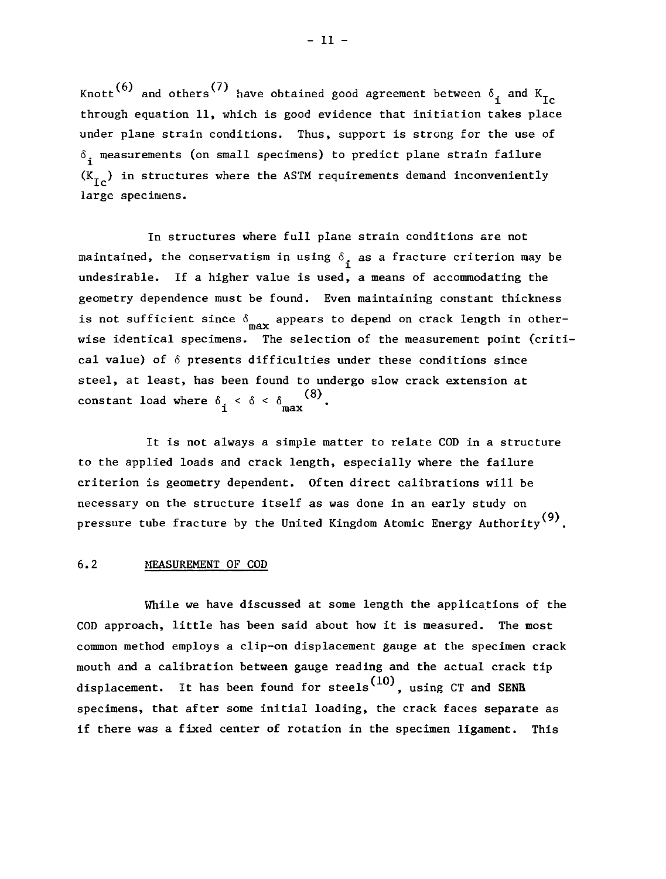Knott[6] and others[7] have obtained good agreement between $\delta_i$ and $K_{Ic}$ through equation 11, which is good evidence that initiation takes place under plane strain conditions. Thus, support is strong for the use of $\delta_i$ measurements (on small specimens) to predict plane strain failure ($K_{Ic}$) in structures where the ASTM requirements demand inconveniently large specimens.

In structures where full plane strain conditions are not maintained, the conservatism in using $\delta_i$ as a fracture criterion may be undesirable. If a higher value is used, a means of accommodating the geometry dependence must be found. Even maintaining constant thickness is not sufficient since $\delta_{max}$ appears to depend on crack length in otherwise identical specimens. The selection of the measurement point (critical value) of $\delta$ presents difficulties under these conditions since steel, at least, has been found to undergo slow crack extension at constant load where $\delta_i < \delta < \delta_{max}$[8].

It is not always a simple matter to relate COD in a structure to the applied loads and crack length, especially where the failure criterion is geometry dependent. Often direct calibrations will be necessary on the structure itself as was done in an early study on pressure tube fracture by the United Kingdom Atomic Energy Authority[9].

## 6.2 MEASUREMENT OF COD

While we have discussed at some length the applications of the COD approach, little has been said about how it is measured. The most common method employs a clip-on displacement gauge at the specimen crack mouth and a calibration between gauge reading and the actual crack tip displacement. It has been found for steels[10], using CT and SENB specimens, that after some initial loading, the crack faces separate as if there was a fixed center of rotation in the specimen ligament. This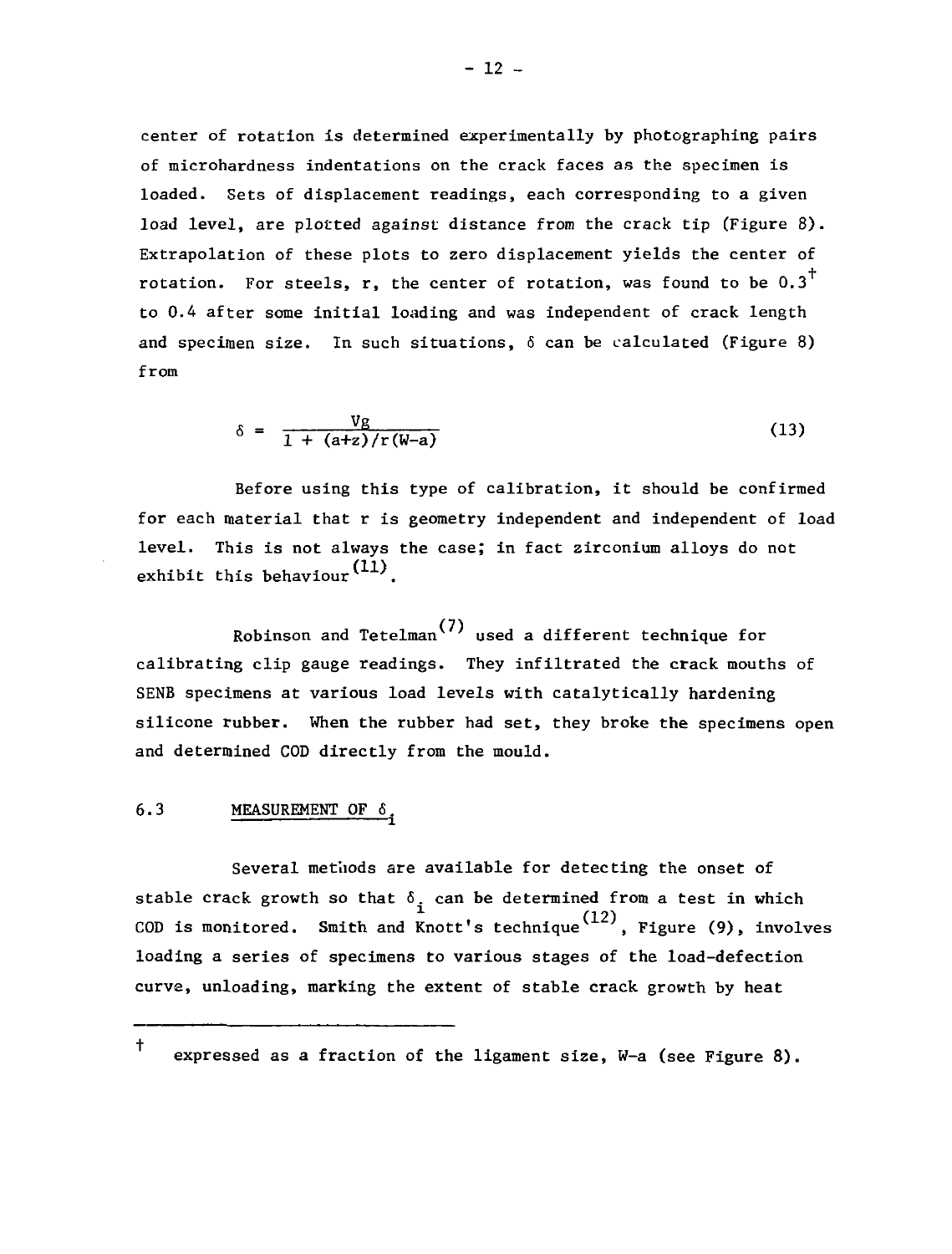center of rotation is determined experimentally by photographing pairs of microhardness indentations on the crack faces as the specimen is loaded. Sets of displacement readings, each corresponding to a given load level, are plotted against distance from the crack tip (Figure 8). Extrapolation of these plots to zero displacement yields the center of rotation. For steels, r, the center of rotation, was found to be 0.3† to 0.4 after some initial loading and was independent of crack length and specimen size. In such situations, $\delta$ can be calculated (Figure 8) from

$$\delta = \frac{Vg}{1 + (a+z)/r(W-a)} \tag{13}$$

Before using this type of calibration, it should be confirmed for each material that r is geometry independent and independent of load level. This is not always the case; in fact zirconium alloys do not exhibit this behaviour[11].

Robinson and Tetelman[7] used a different technique for calibrating clip gauge readings. They infiltrated the crack mouths of SENB specimens at various load levels with catalytically hardening silicone rubber. When the rubber had set, they broke the specimens open and determined COD directly from the mould.

### 6.3 MEASUREMENT OF $\delta_i$

Several methods are available for detecting the onset of stable crack growth so that $\delta_i$ can be determined from a test in which COD is monitored. Smith and Knott's technique[12], Figure (9), involves loading a series of specimens to various stages of the load-defection curve, unloading, marking the extent of stable crack growth by heat

---

† expressed as a fraction of the ligament size, W-a (see Figure 8).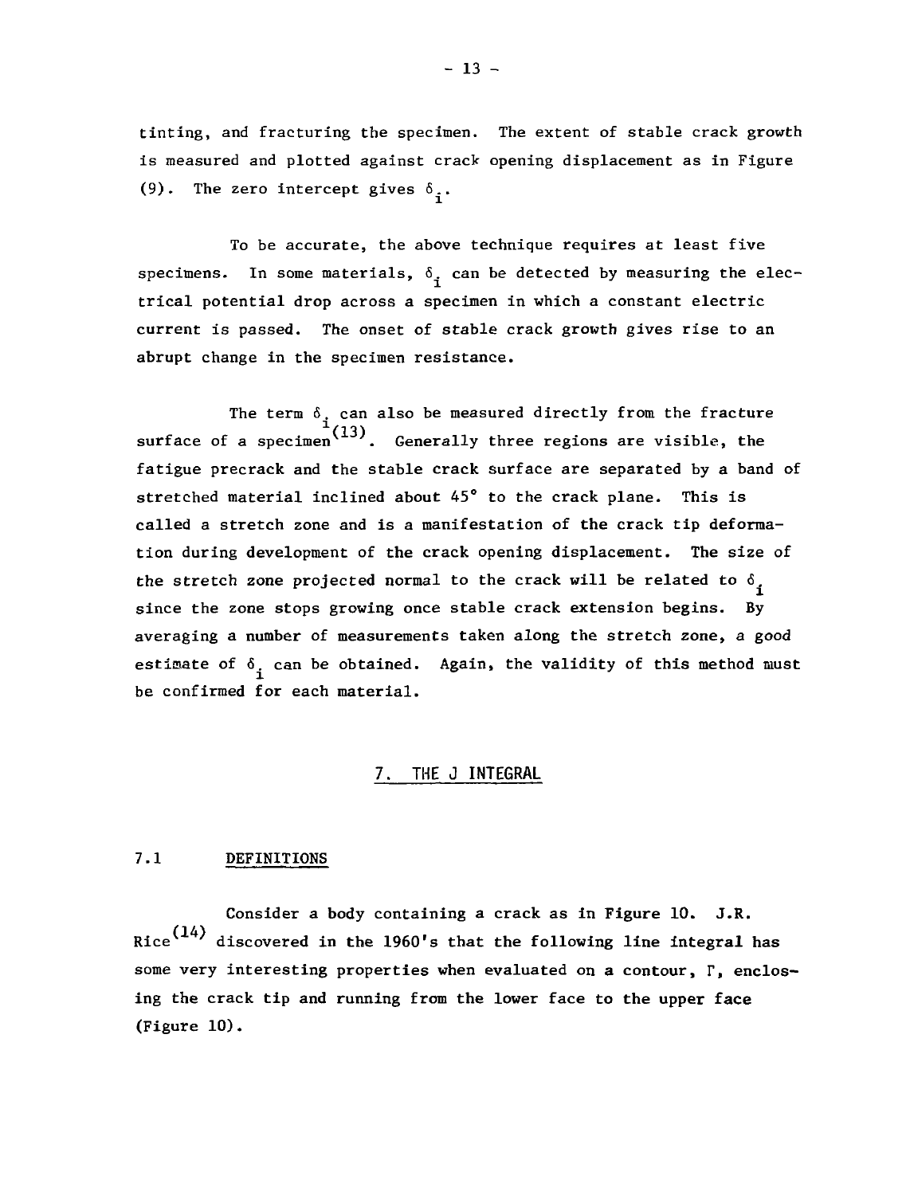tinting, and fracturing the specimen. The extent of stable crack growth is measured and plotted against crack opening displacement as in Figure (9). The zero intercept gives $\delta_i$.

To be accurate, the above technique requires at least five specimens. In some materials, $\delta_i$ can be detected by measuring the electrical potential drop across a specimen in which a constant electric current is passed. The onset of stable crack growth gives rise to an abrupt change in the specimen resistance.

The term $\delta_i$ can also be measured directly from the fracture surface of a specimen[13]. Generally three regions are visible, the fatigue precrack and the stable crack surface are separated by a band of stretched material inclined about 45° to the crack plane. This is called a stretch zone and is a manifestation of the crack tip deformation during development of the crack opening displacement. The size of the stretch zone projected normal to the crack will be related to $\delta_i$ since the zone stops growing once stable crack extension begins. By averaging a number of measurements taken along the stretch zone, a good estimate of $\delta_i$ can be obtained. Again, the validity of this method must be confirmed for each material.

## 7. THE J INTEGRAL

### 7.1 DEFINITIONS

Consider a body containing a crack as in Figure 10. J.R. Rice[14] discovered in the 1960's that the following line integral has some very interesting properties when evaluated on a contour, $\Gamma$, enclosing the crack tip and running from the lower face to the upper face (Figure 10).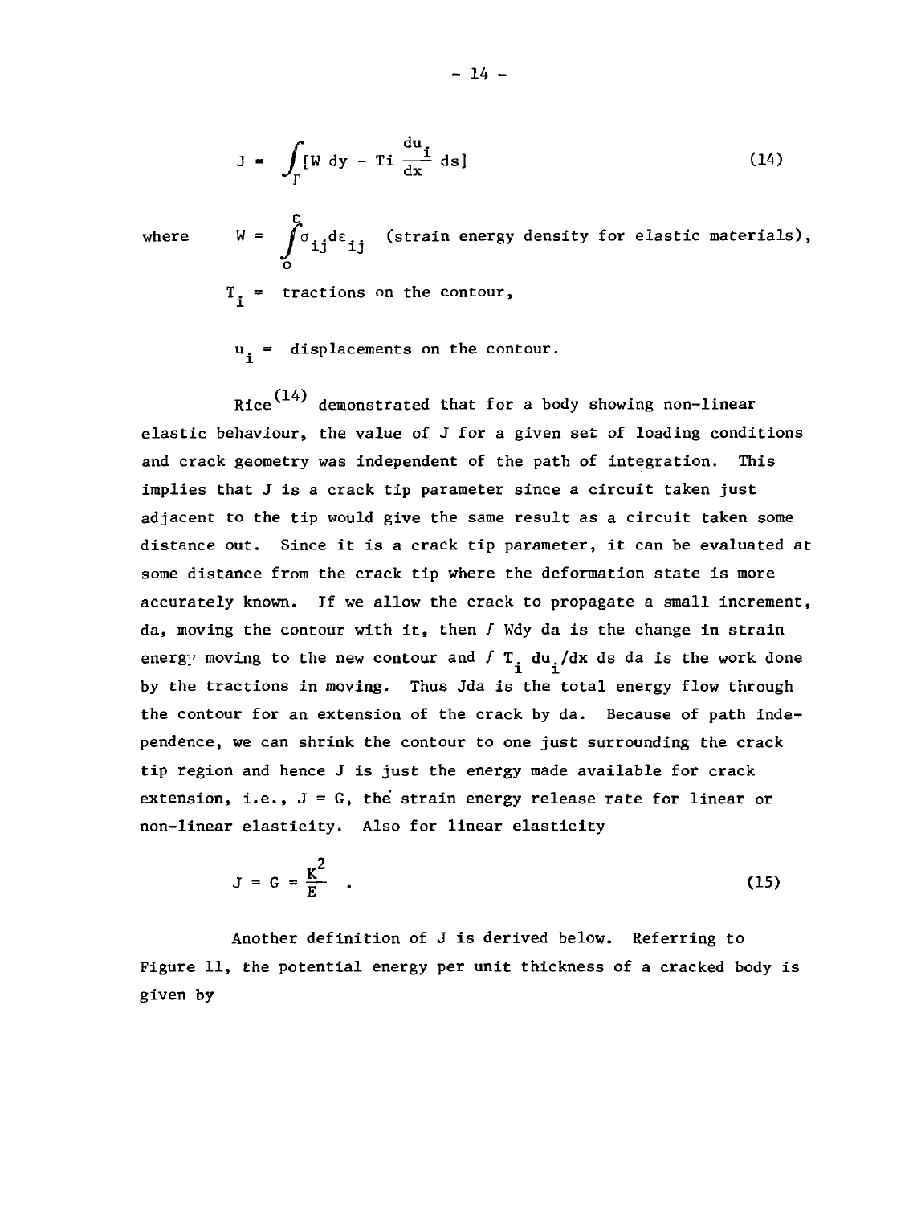$$J = \int_{\Gamma} [W\, dy - Ti \frac{du_i}{dx} ds] \tag{14}$$

where $\quad W = \int_0^{\varepsilon} \sigma_{ij} d\varepsilon_{ij}$ (strain energy density for elastic materials),

$T_i$ = tractions on the contour,

$u_i$ = displacements on the contour.

Rice[14] demonstrated that for a body showing non-linear elastic behaviour, the value of J for a given set of loading conditions and crack geometry was independent of the path of integration. This implies that J is a crack tip parameter since a circuit taken just adjacent to the tip would give the same result as a circuit taken some distance out. Since it is a crack tip parameter, it can be evaluated at some distance from the crack tip where the deformation state is more accurately known. If we allow the crack to propagate a small increment, da, moving the contour with it, then $\int$ Wdy da is the change in strain energy moving to the new contour and $\int T_i\, du_i/dx\, ds\, da$ is the work done by the tractions in moving. Thus Jda is the total energy flow through the contour for an extension of the crack by da. Because of path independence, we can shrink the contour to one just surrounding the crack tip region and hence J is just the energy made available for crack extension, i.e., J = G, the strain energy release rate for linear or non-linear elasticity. Also for linear elasticity

$$J = G = \frac{K^2}{E} \quad . \tag{15}$$

Another definition of J is derived below. Referring to Figure 11, the potential energy per unit thickness of a cracked body is given by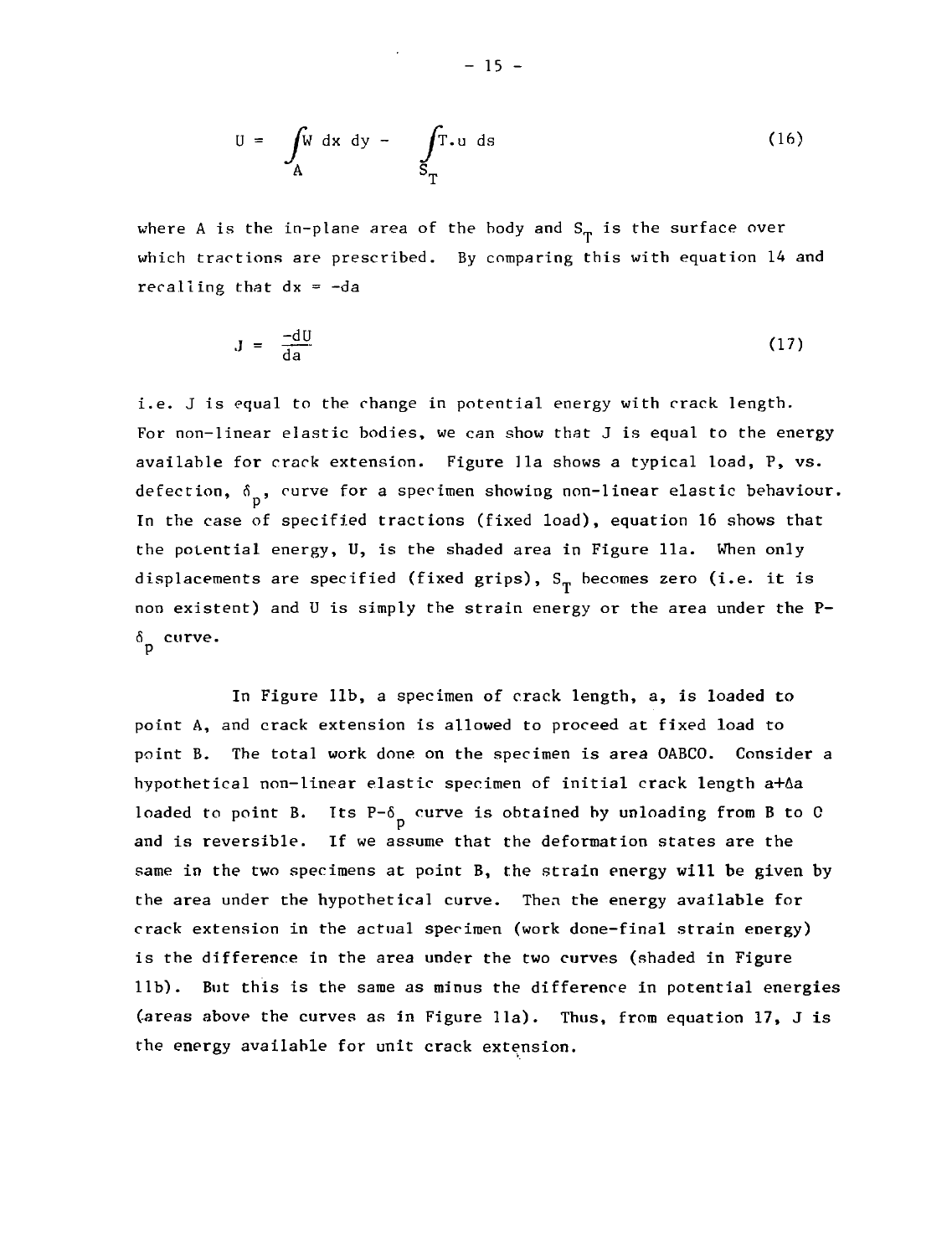$$U = \int_A W \, dx \, dy - \int_{S_T} T.u \, ds \tag{16}$$

where A is the in-plane area of the body and $S_T$ is the surface over which tractions are prescribed. By comparing this with equation 14 and recalling that $dx = -da$

$$J = \frac{-dU}{da} \tag{17}$$

i.e. J is equal to the change in potential energy with crack length. For non-linear elastic bodies, we can show that J is equal to the energy available for crack extension. Figure 11a shows a typical load, P, vs. defection, $\delta_p$, curve for a specimen showing non-linear elastic behaviour. In the case of specified tractions (fixed load), equation 16 shows that the potential energy, U, is the shaded area in Figure 11a. When only displacements are specified (fixed grips), $S_T$ becomes zero (i.e. it is non existent) and U is simply the strain energy or the area under the P-$\delta_p$ curve.

In Figure 11b, a specimen of crack length, a, is loaded to point A, and crack extension is allowed to proceed at fixed load to point B. The total work done on the specimen is area OABCO. Consider a hypothetical non-linear elastic specimen of initial crack length a+Δa loaded to point B. Its P-$\delta_p$ curve is obtained by unloading from B to O and is reversible. If we assume that the deformation states are the same in the two specimens at point B, the strain energy will be given by the area under the hypothetical curve. Then the energy available for crack extension in the actual specimen (work done-final strain energy) is the difference in the area under the two curves (shaded in Figure 11b). But this is the same as minus the difference in potential energies (areas above the curves as in Figure 11a). Thus, from equation 17, J is the energy available for unit crack extension.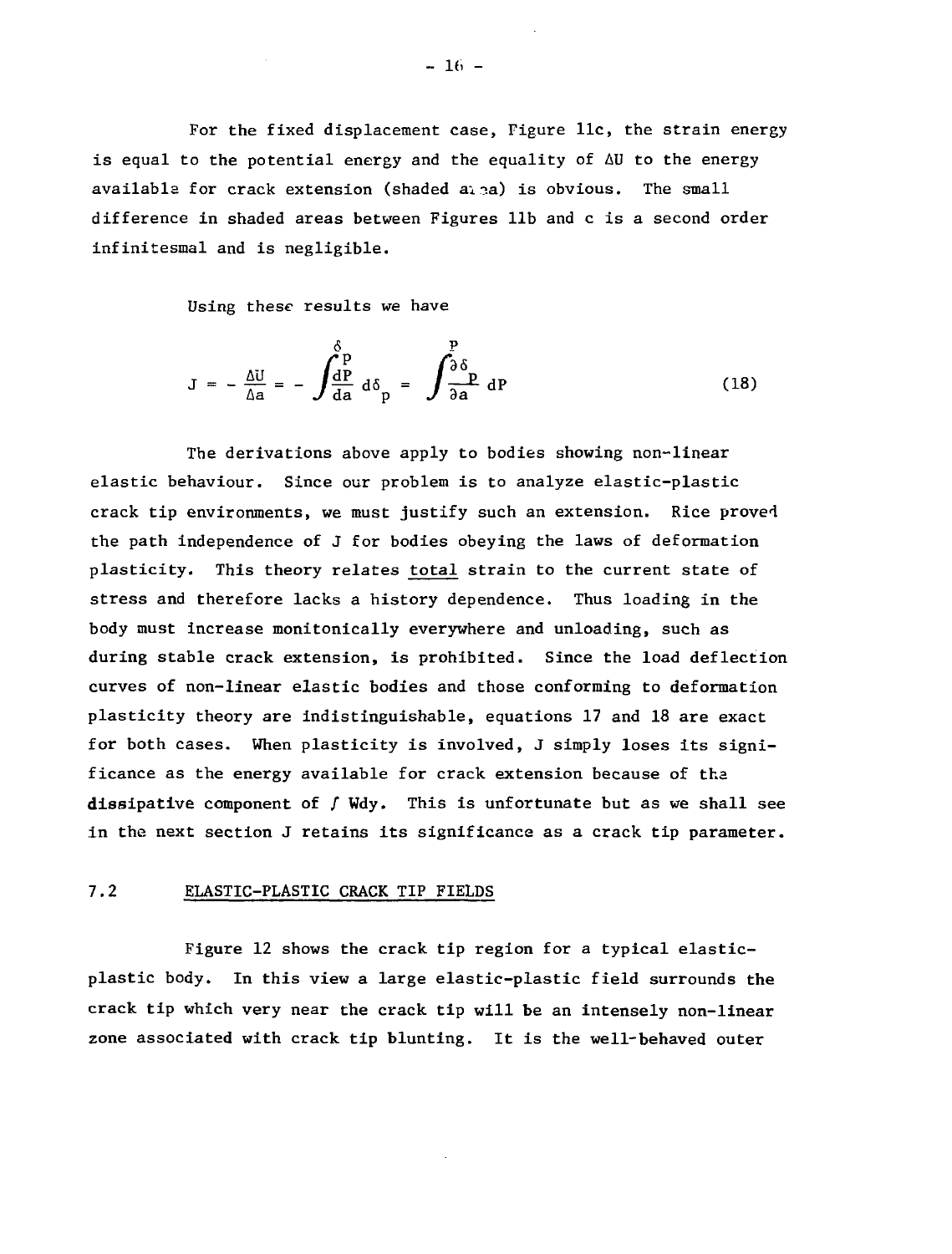For the fixed displacement case, Figure 11c, the strain energy is equal to the potential energy and the equality of $\Delta U$ to the energy available for crack extension (shaded area) is obvious. The small difference in shaded areas between Figures 11b and c is a second order infinitesimal and is negligible.

Using these results we have

$$J = -\frac{\Delta U}{\Delta a} = -\int^{\delta_p} \frac{dP}{da}\, d\delta_p = \int^{P} \frac{\partial \delta_p}{\partial a}\, dP \tag{18}$$

The derivations above apply to bodies showing non-linear elastic behaviour. Since our problem is to analyze elastic-plastic crack tip environments, we must justify such an extension. Rice proved the path independence of J for bodies obeying the laws of deformation plasticity. This theory relates total strain to the current state of stress and therefore lacks a history dependence. Thus loading in the body must increase monitonically everywhere and unloading, such as during stable crack extension, is prohibited. Since the load deflection curves of non-linear elastic bodies and those conforming to deformation plasticity theory are indistinguishable, equations 17 and 18 are exact for both cases. When plasticity is involved, J simply loses its significance as the energy available for crack extension because of the dissipative component of $\int W dy$. This is unfortunate but as we shall see in the next section J retains its significance as a crack tip parameter.

## 7.2 ELASTIC-PLASTIC CRACK TIP FIELDS

Figure 12 shows the crack tip region for a typical elastic-plastic body. In this view a large elastic-plastic field surrounds the crack tip which very near the crack tip will be an intensely non-linear zone associated with crack tip blunting. It is the well-behaved outer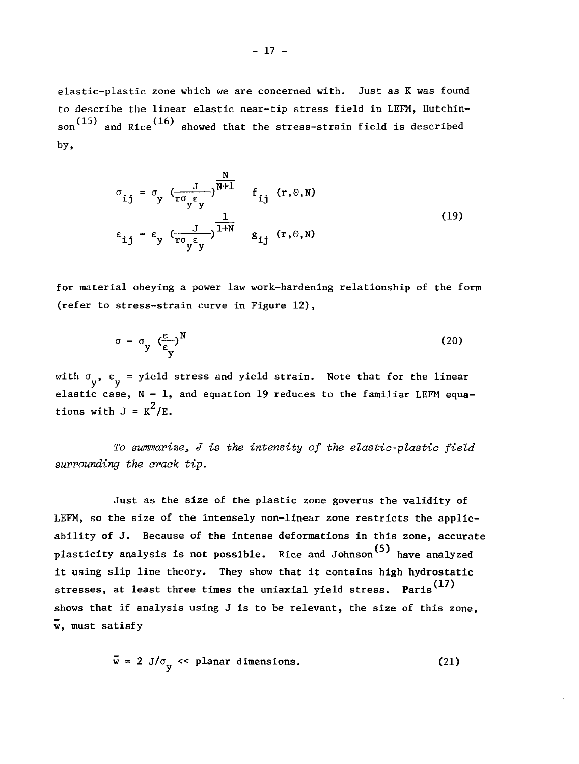elastic-plastic zone which we are concerned with. Just as K was found to describe the linear elastic near-tip stress field in LEFM, Hutchinson[15] and Rice[16] showed that the stress-strain field is described by,

$$
\begin{aligned}
\sigma_{ij} &= \sigma_y \left(\frac{J}{r\sigma_y \varepsilon_y}\right)^{\frac{N}{N+1}} \quad f_{ij}\ (r,\theta,N) \\
\varepsilon_{ij} &= \varepsilon_y \left(\frac{J}{r\sigma_y \varepsilon_y}\right)^{\frac{1}{1+N}} \quad g_{ij}\ (r,\theta,N)
\end{aligned}
\tag{19}
$$

for material obeying a power law work-hardening relationship of the form (refer to stress-strain curve in Figure 12),

$$
\sigma = \sigma_y \left(\frac{\varepsilon}{\varepsilon_y}\right)^N \tag{20}
$$

with $\sigma_y$, $\varepsilon_y$ = yield stress and yield strain. Note that for the linear elastic case, $N = 1$, and equation 19 reduces to the familiar LEFM equations with $J = K^2/E$.

*To summarize, J is the intensity of the elastic-plastic field surrounding the crack tip.*

Just as the size of the plastic zone governs the validity of LEFM, so the size of the intensely non-linear zone restricts the applicability of J. Because of the intense deformations in this zone, accurate plasticity analysis is not possible. Rice and Johnson[5] have analyzed it using slip line theory. They show that it contains high hydrostatic stresses, at least three times the uniaxial yield stress. Paris[17] shows that if analysis using J is to be relevant, the size of this zone, $\bar{w}$, must satisfy

$$
\bar{w} = 2\ J/\sigma_y << \text{planar dimensions.} \tag{21}
$$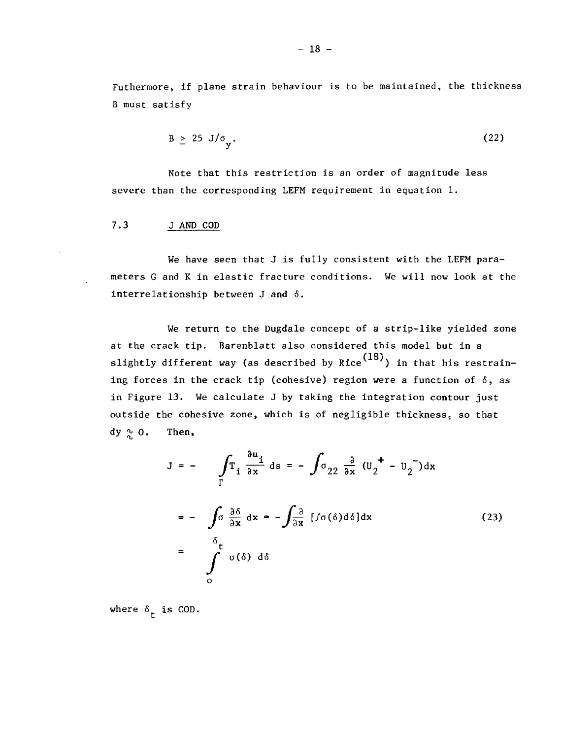Futhermore, if plane strain behaviour is to be maintained, the thickness B must satisfy

$$B \geq 25\ J/\sigma_y. \tag{22}$$

Note that this restriction is an order of magnitude less severe than the corresponding LEFM requirement in equation 1.

## 7.3 J AND COD

We have seen that J is fully consistent with the LEFM parameters G and K in elastic fracture conditions. We will now look at the interrelationship between J and $\delta$.

We return to the Dugdale concept of a strip-like yielded zone at the crack tip. Barenblatt also considered this model but in a slightly different way (as described by Rice[18]) in that his restraining forces in the crack tip (cohesive) region were a function of $\delta$, as in Figure 13. We calculate J by taking the integration contour just outside the cohesive zone, which is of negligible thickness, so that $dy \approx 0$. Then,

$$
\begin{aligned}
J &= -\int_{\Gamma} T_i \frac{\partial u_i}{\partial x}\, ds = -\int \sigma_{22} \frac{\partial}{\partial x} (U_2^{+} - U_2^{-})dx \\
&= -\int \sigma \frac{\partial \delta}{\partial x}\, dx = -\int \frac{\partial}{\partial x} \left[\int \sigma(\delta) d\delta\right] dx \\
&= \int_{o}^{\delta_t} \sigma(\delta)\ d\delta
\end{aligned}
\tag{23}
$$

where $\delta_t$ is COD.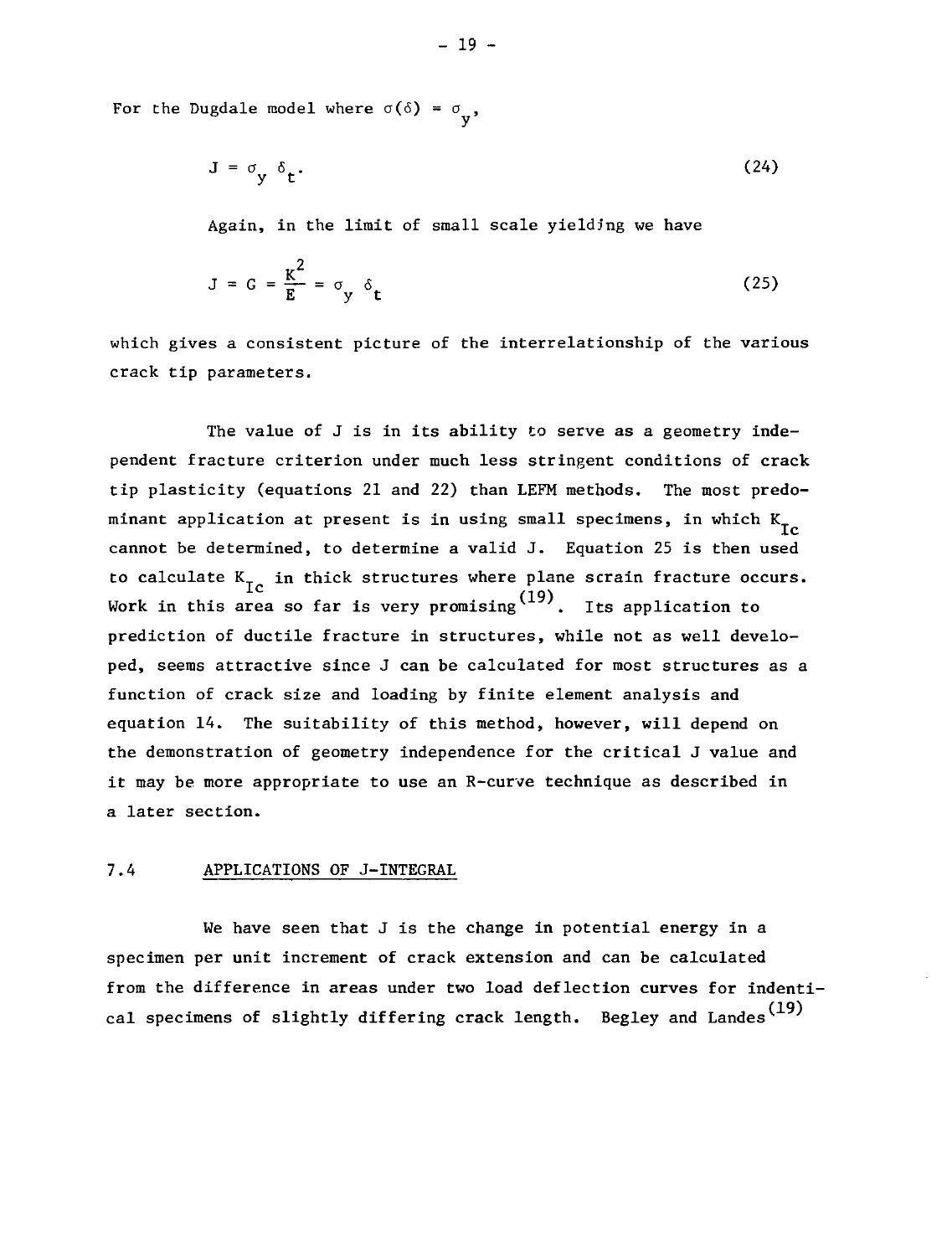For the Dugdale model where $\sigma(\delta) = \sigma_y$,

$$J = \sigma_y \delta_t. \tag{24}$$

Again, in the limit of small scale yielding we have

$$J = G = \frac{K^2}{E} = \sigma_y \delta_t \tag{25}$$

which gives a consistent picture of the interrelationship of the various crack tip parameters.

The value of J is in its ability to serve as a geometry independent fracture criterion under much less stringent conditions of crack tip plasticity (equations 21 and 22) than LEFM methods. The most predominant application at present is in using small specimens, in which $K_{Ic}$ cannot be determined, to determine a valid J. Equation 25 is then used to calculate $K_{Ic}$ in thick structures where plane strain fracture occurs. Work in this area so far is very promising[19]. Its application to prediction of ductile fracture in structures, while not as well developed, seems attractive since J can be calculated for most structures as a function of crack size and loading by finite element analysis and equation 14. The suitability of this method, however, will depend on the demonstration of geometry independence for the critical J value and it may be more appropriate to use an R-curve technique as described in a later section.

## 7.4 APPLICATIONS OF J-INTEGRAL

We have seen that J is the change in potential energy in a specimen per unit increment of crack extension and can be calculated from the difference in areas under two load deflection curves for indentical specimens of slightly differing crack length. Begley and Landes[19]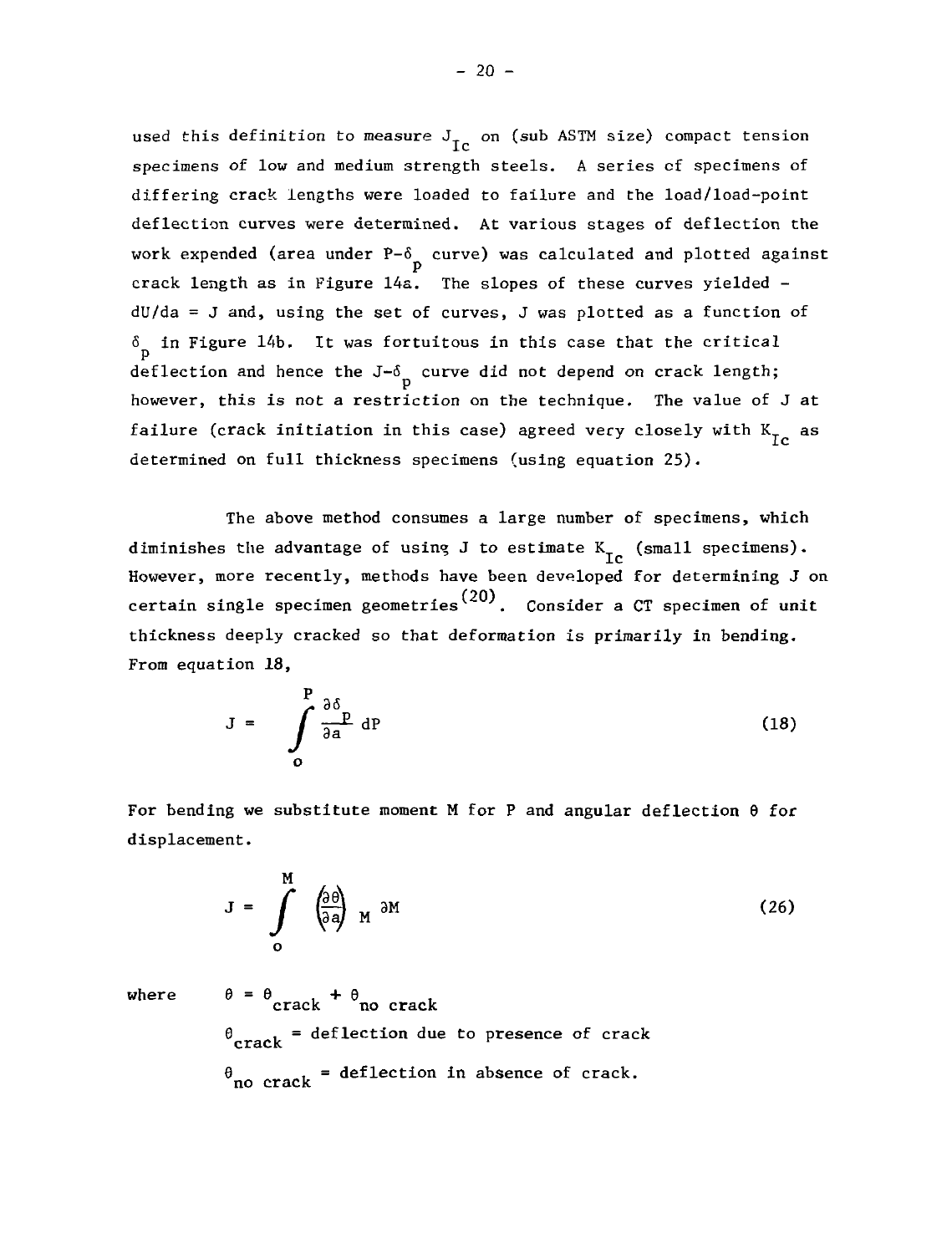used this definition to measure $J_{Ic}$ on (sub ASTM size) compact tension specimens of low and medium strength steels. A series of specimens of differing crack lengths were loaded to failure and the load/load-point deflection curves were determined. At various stages of deflection the work expended (area under $P$-$\delta_p$ curve) was calculated and plotted against crack length as in Figure 14a. The slopes of these curves yielded $-dU/da = J$ and, using the set of curves, J was plotted as a function of $\delta_p$ in Figure 14b. It was fortuitous in this case that the critical deflection and hence the $J$-$\delta_p$ curve did not depend on crack length; however, this is not a restriction on the technique. The value of J at failure (crack initiation in this case) agreed very closely with $K_{Ic}$ as determined on full thickness specimens (using equation 25).

The above method consumes a large number of specimens, which diminishes the advantage of using J to estimate $K_{Ic}$ (small specimens). However, more recently, methods have been developed for determining J on certain single specimen geometries[20]. Consider a CT specimen of unit thickness deeply cracked so that deformation is primarily in bending. From equation 18,

$$J = \int_0^P \frac{\partial \delta_p}{\partial a} \, dP \tag{18}$$

For bending we substitute moment M for P and angular deflection $\theta$ for displacement.

$$J = \int_0^M \left(\frac{\partial \theta}{\partial a}\right)_M \partial M \tag{26}$$

where $\theta = \theta_{crack} + \theta_{no\ crack}$

$\theta_{crack}$ = deflection due to presence of crack

$\theta_{no\ crack}$ = deflection in absence of crack.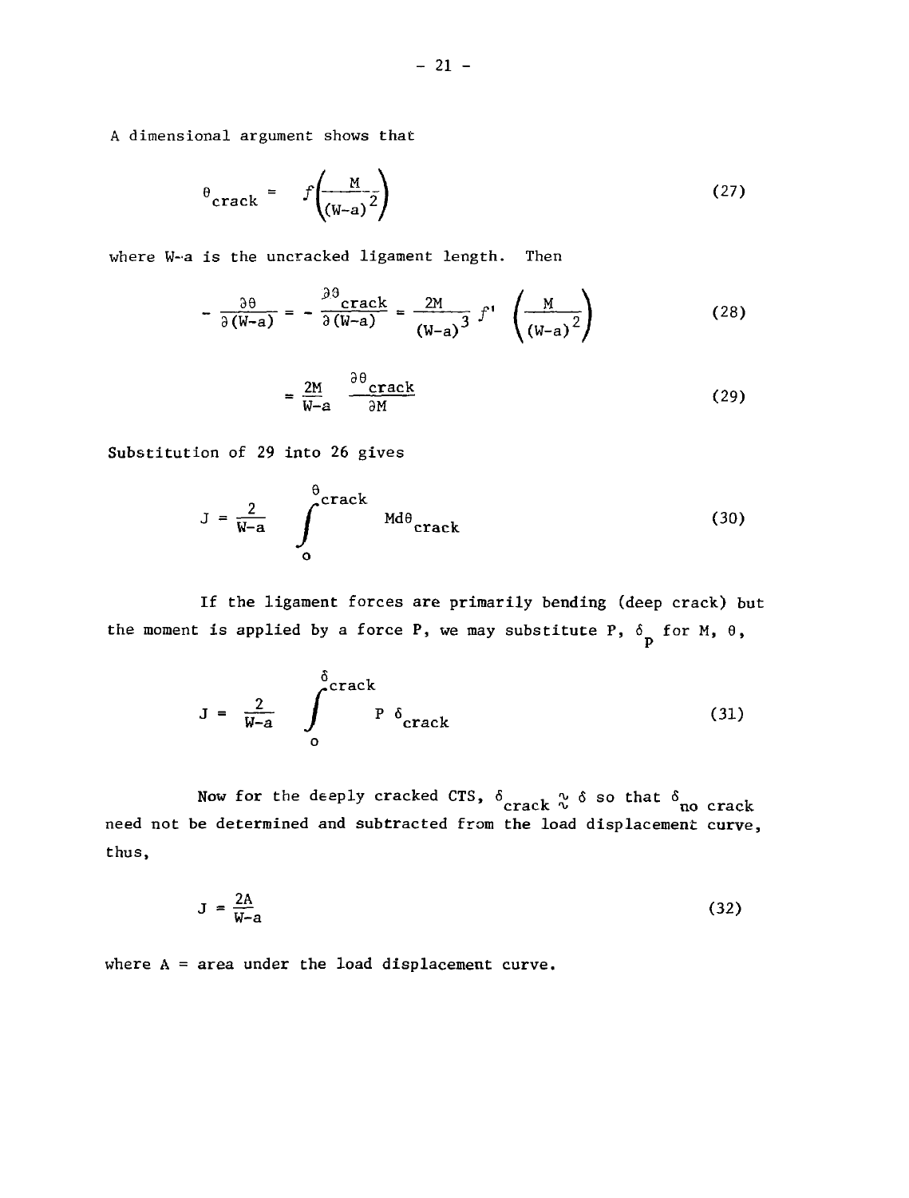A dimensional argument shows that

$$\theta_{crack} = f\left(\frac{M}{(W-a)^2}\right) \tag{27}$$

where W-a is the uncracked ligament length. Then

$$-\frac{\partial\theta}{\partial(W-a)} = -\frac{\partial\theta_{crack}}{\partial(W-a)} = \frac{2M}{(W-a)^3} f'\left(\frac{M}{(W-a)^2}\right) \tag{28}$$

$$= \frac{2M}{W-a} \frac{\partial\theta_{crack}}{\partial M} \tag{29}$$

Substitution of 29 into 26 gives

$$J = \frac{2}{W-a} \int_0^{\theta_{crack}} M d\theta_{crack} \tag{30}$$

If the ligament forces are primarily bending (deep crack) but the moment is applied by a force P, we may substitute P, $\delta_p$ for M, $\theta$,

$$J = \frac{2}{W-a} \int_0^{\delta_{crack}} P \delta_{crack} \tag{31}$$

Now for the deeply cracked CTS, $\delta_{crack} \approx \delta$ so that $\delta_{no\ crack}$ need not be determined and subtracted from the load displacement curve, thus,

$$J = \frac{2A}{W-a} \tag{32}$$

where A = area under the load displacement curve.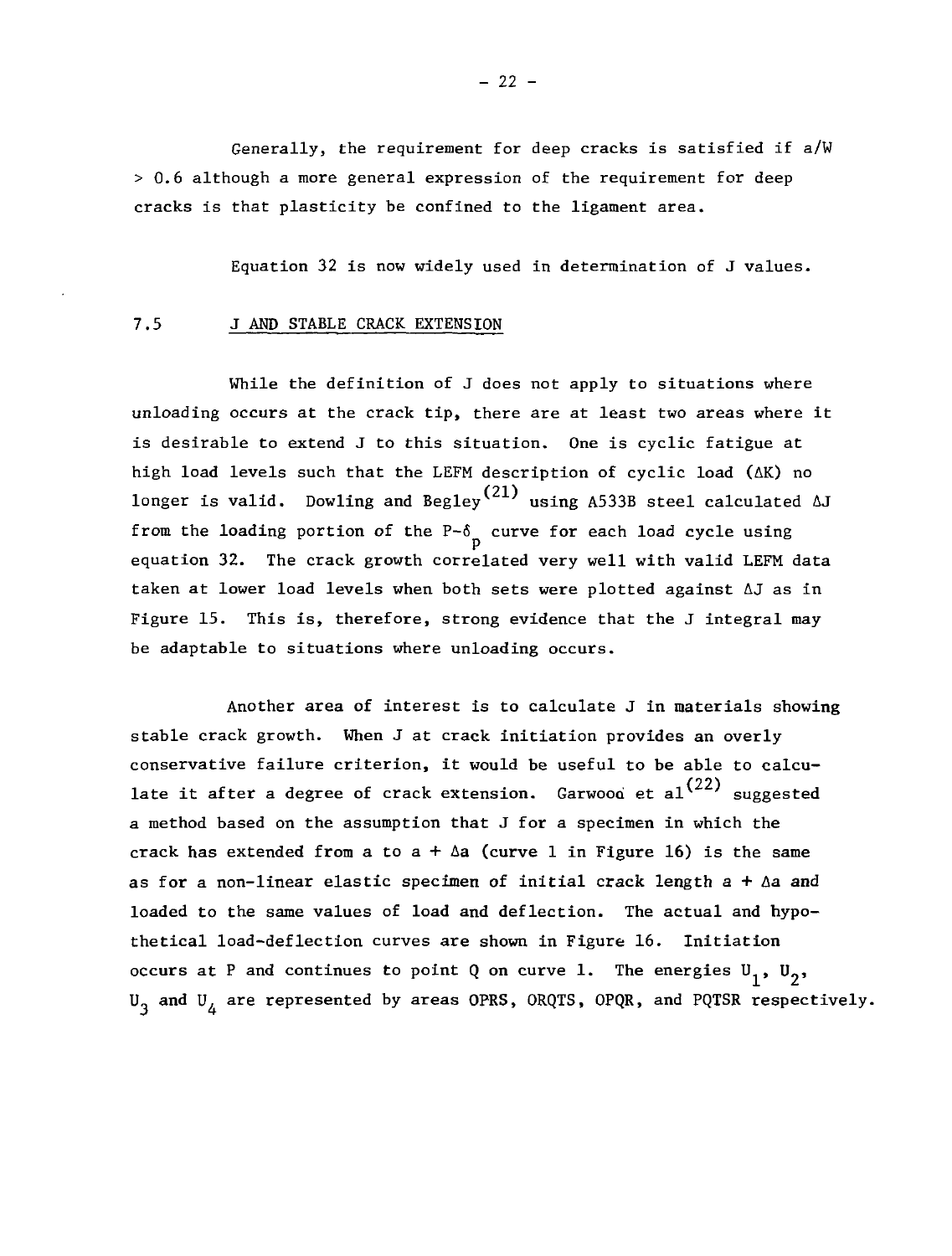Generally, the requirement for deep cracks is satisfied if $a/W > 0.6$ although a more general expression of the requirement for deep cracks is that plasticity be confined to the ligament area.

Equation 32 is now widely used in determination of J values.

## 7.5 J AND STABLE CRACK EXTENSION

While the definition of J does not apply to situations where unloading occurs at the crack tip, there are at least two areas where it is desirable to extend J to this situation. One is cyclic fatigue at high load levels such that the LEFM description of cyclic load ($\Delta K$) no longer is valid. Dowling and Begley[21] using A533B steel calculated $\Delta J$ from the loading portion of the $P$-$\delta_p$ curve for each load cycle using equation 32. The crack growth correlated very well with valid LEFM data taken at lower load levels when both sets were plotted against $\Delta J$ as in Figure 15. This is, therefore, strong evidence that the J integral may be adaptable to situations where unloading occurs.

Another area of interest is to calculate J in materials showing stable crack growth. When J at crack initiation provides an overly conservative failure criterion, it would be useful to be able to calculate it after a degree of crack extension. Garwood et al[22] suggested a method based on the assumption that J for a specimen in which the crack has extended from a to $a + \Delta a$ (curve 1 in Figure 16) is the same as for a non-linear elastic specimen of initial crack length $a + \Delta a$ and loaded to the same values of load and deflection. The actual and hypothetical load-deflection curves are shown in Figure 16. Initiation occurs at P and continues to point Q on curve 1. The energies $U_1$, $U_2$, $U_3$ and $U_4$ are represented by areas OPRS, ORQTS, OPQR, and PQTSR respectively.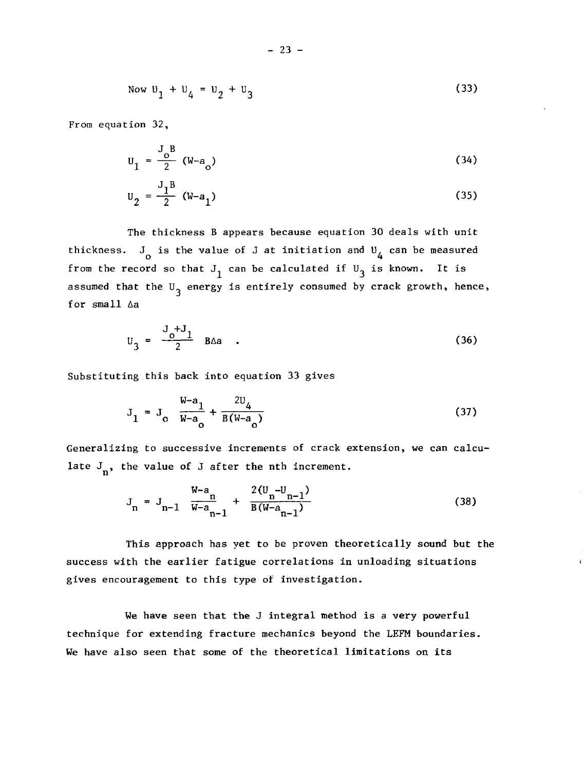$$\text{Now } U_1 + U_4 = U_2 + U_3 \tag{33}$$

From equation 32,

$$U_1 = \frac{J_o B}{2} (W-a_o) \tag{34}$$

$$U_2 = \frac{J_1 B}{2} (W-a_1) \tag{35}$$

The thickness B appears because equation 30 deals with unit thickness. $J_o$ is the value of J at initiation and $U_4$ can be measured from the record so that $J_1$ can be calculated if $U_3$ is known. It is assumed that the $U_3$ energy is entirely consumed by crack growth, hence, for small $\Delta a$

$$U_3 = \frac{J_o + J_1}{2} B\Delta a \quad . \tag{36}$$

Substituting this back into equation 33 gives

$$J_1 = J_o \frac{W-a_1}{W-a_o} + \frac{2U_4}{B(W-a_o)} \tag{37}$$

Generalizing to successive increments of crack extension, we can calculate $J_n$, the value of J after the nth increment.

$$J_n = J_{n-1} \frac{W-a_n}{W-a_{n-1}} + \frac{2(U_n - U_{n-1})}{B(W-a_{n-1})} \tag{38}$$

This approach has yet to be proven theoretically sound but the success with the earlier fatigue correlations in unloading situations gives encouragement to this type of investigation.

We have seen that the J integral method is a very powerful technique for extending fracture mechanics beyond the LEFM boundaries. We have also seen that some of the theoretical limitations on its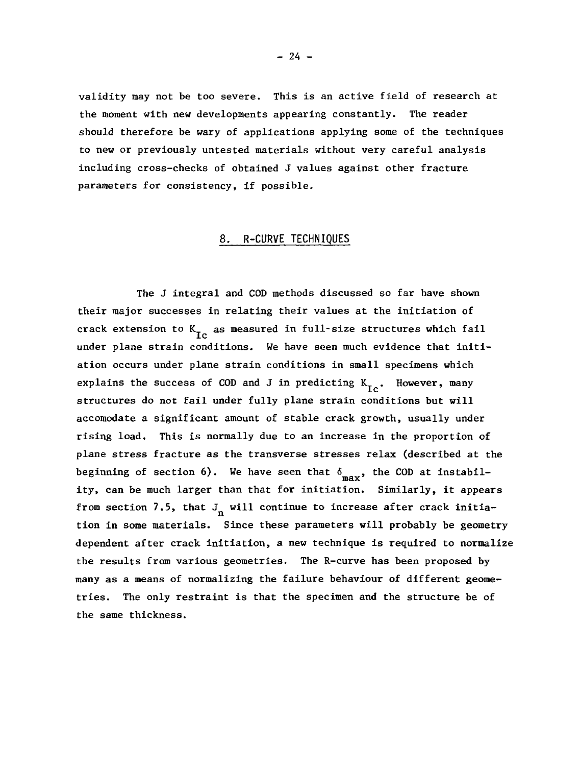validity may not be too severe. This is an active field of research at the moment with new developments appearing constantly. The reader should therefore be wary of applications applying some of the techniques to new or previously untested materials without very careful analysis including cross-checks of obtained J values against other fracture parameters for consistency, if possible.

## 8. R-CURVE TECHNIQUES

The J integral and COD methods discussed so far have shown their major successes in relating their values at the initiation of crack extension to $K_{Ic}$ as measured in full-size structures which fail under plane strain conditions. We have seen much evidence that initiation occurs under plane strain conditions in small specimens which explains the success of COD and J in predicting $K_{Ic}$. However, many structures do not fail under fully plane strain conditions but will accomodate a significant amount of stable crack growth, usually under rising load. This is normally due to an increase in the proportion of plane stress fracture as the transverse stresses relax (described at the beginning of section 6). We have seen that $\delta_{max}$, the COD at instability, can be much larger than that for initiation. Similarly, it appears from section 7.5, that $J_n$ will continue to increase after crack initiation in some materials. Since these parameters will probably be geometry dependent after crack initiation, a new technique is required to normalize the results from various geometries. The R-curve has been proposed by many as a means of normalizing the failure behaviour of different geometries. The only restraint is that the specimen and the structure be of the same thickness.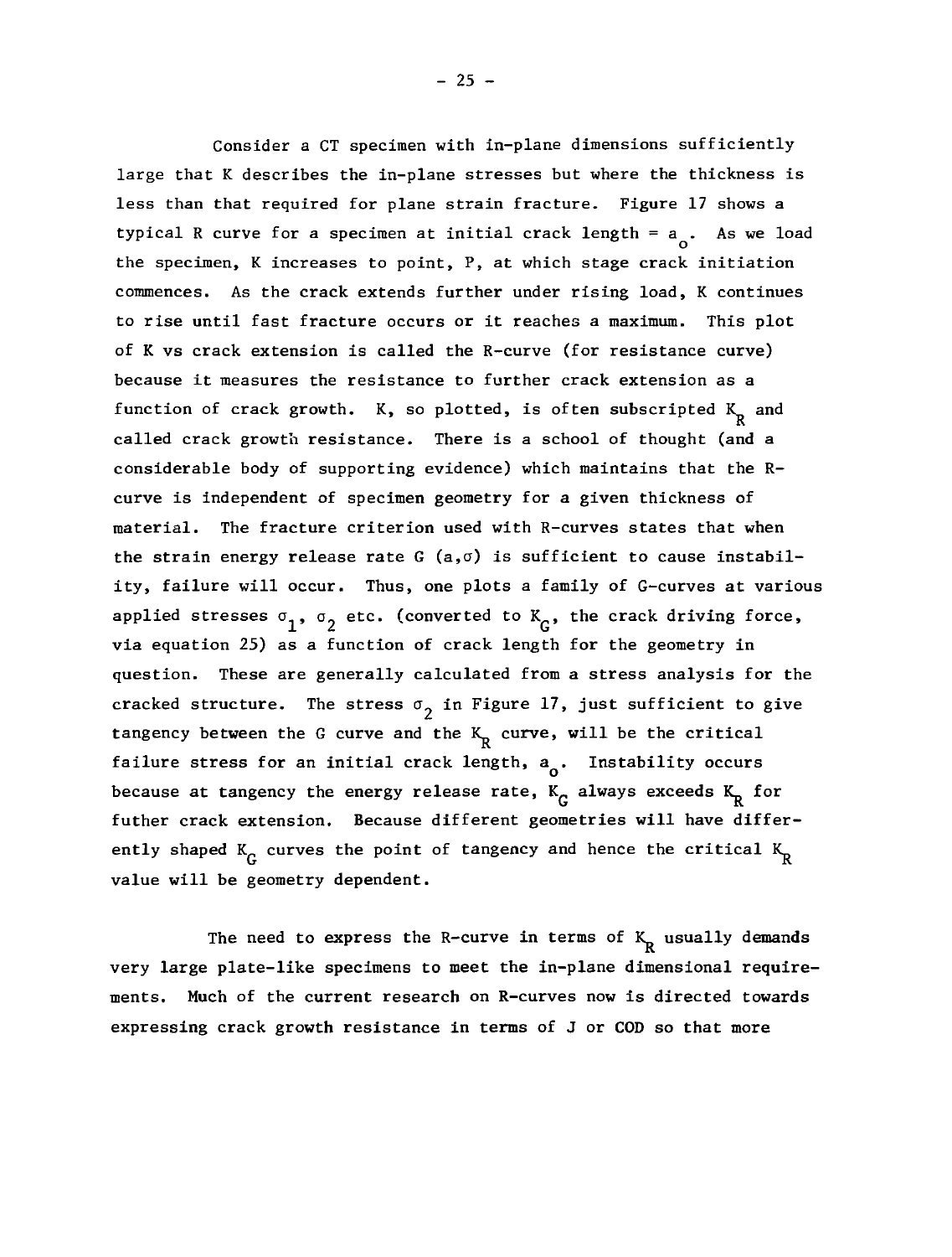Consider a CT specimen with in-plane dimensions sufficiently large that K describes the in-plane stresses but where the thickness is less than that required for plane strain fracture. Figure 17 shows a typical R curve for a specimen at initial crack length = $a_o$. As we load the specimen, K increases to point, P, at which stage crack initiation commences. As the crack extends further under rising load, K continues to rise until fast fracture occurs or it reaches a maximum. This plot of K vs crack extension is called the R-curve (for resistance curve) because it measures the resistance to further crack extension as a function of crack growth. K, so plotted, is often subscripted $K_R$ and called crack growth resistance. There is a school of thought (and a considerable body of supporting evidence) which maintains that the R-curve is independent of specimen geometry for a given thickness of material. The fracture criterion used with R-curves states that when the strain energy release rate G $(a,\sigma)$ is sufficient to cause instability, failure will occur. Thus, one plots a family of G-curves at various applied stresses $\sigma_1$, $\sigma_2$ etc. (converted to $K_G$, the crack driving force, via equation 25) as a function of crack length for the geometry in question. These are generally calculated from a stress analysis for the cracked structure. The stress $\sigma_2$ in Figure 17, just sufficient to give tangency between the G curve and the $K_R$ curve, will be the critical failure stress for an initial crack length, $a_o$. Instability occurs because at tangency the energy release rate, $K_G$ always exceeds $K_R$ for futher crack extension. Because different geometries will have differently shaped $K_G$ curves the point of tangency and hence the critical $K_R$ value will be geometry dependent.

The need to express the R-curve in terms of $K_R$ usually demands very large plate-like specimens to meet the in-plane dimensional requirements. Much of the current research on R-curves now is directed towards expressing crack growth resistance in terms of J or COD so that more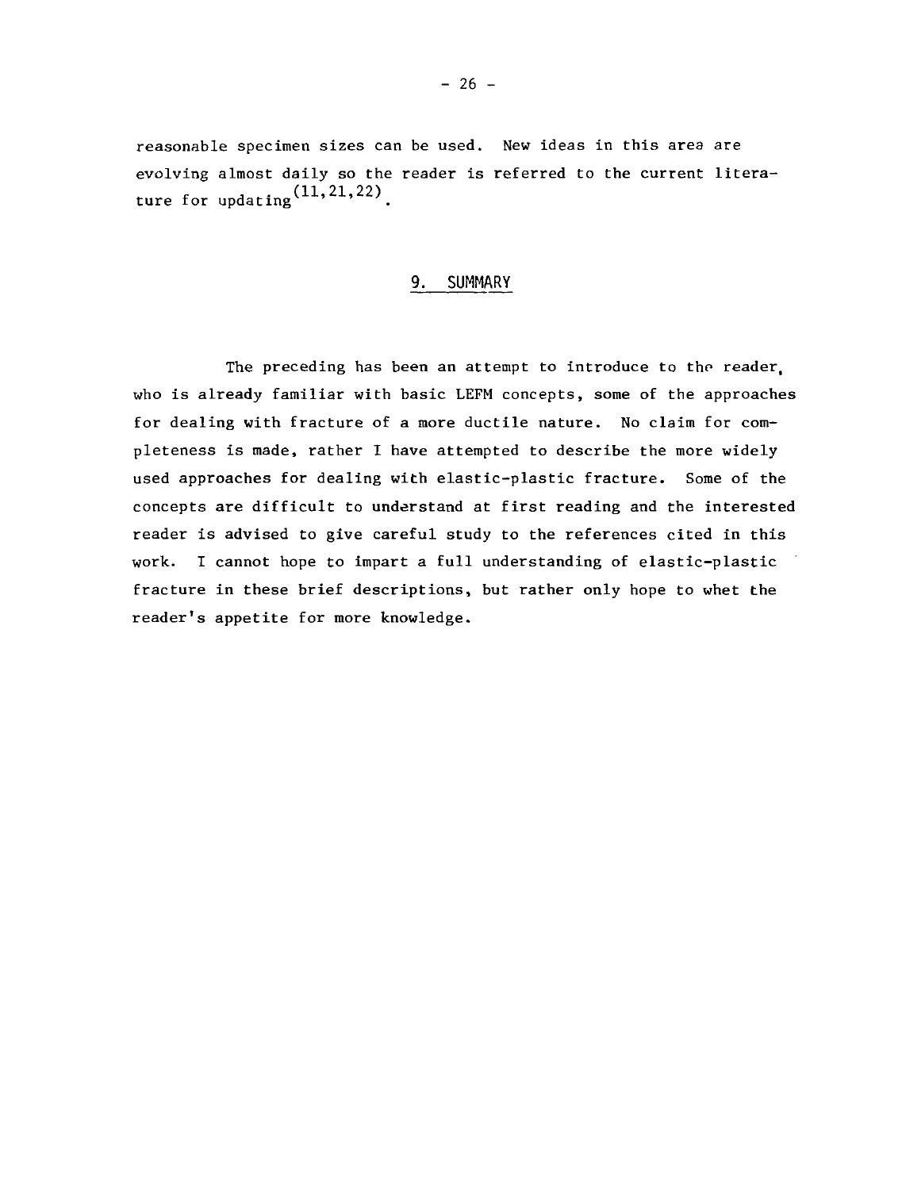reasonable specimen sizes can be used. New ideas in this area are evolving almost daily so the reader is referred to the current literature for updating[11,21,22].

## 9. SUMMARY

The preceding has been an attempt to introduce to the reader, who is already familiar with basic LEFM concepts, some of the approaches for dealing with fracture of a more ductile nature. No claim for completeness is made, rather I have attempted to describe the more widely used approaches for dealing with elastic-plastic fracture. Some of the concepts are difficult to understand at first reading and the interested reader is advised to give careful study to the references cited in this work. I cannot hope to impart a full understanding of elastic-plastic fracture in these brief descriptions, but rather only hope to whet the reader's appetite for more knowledge.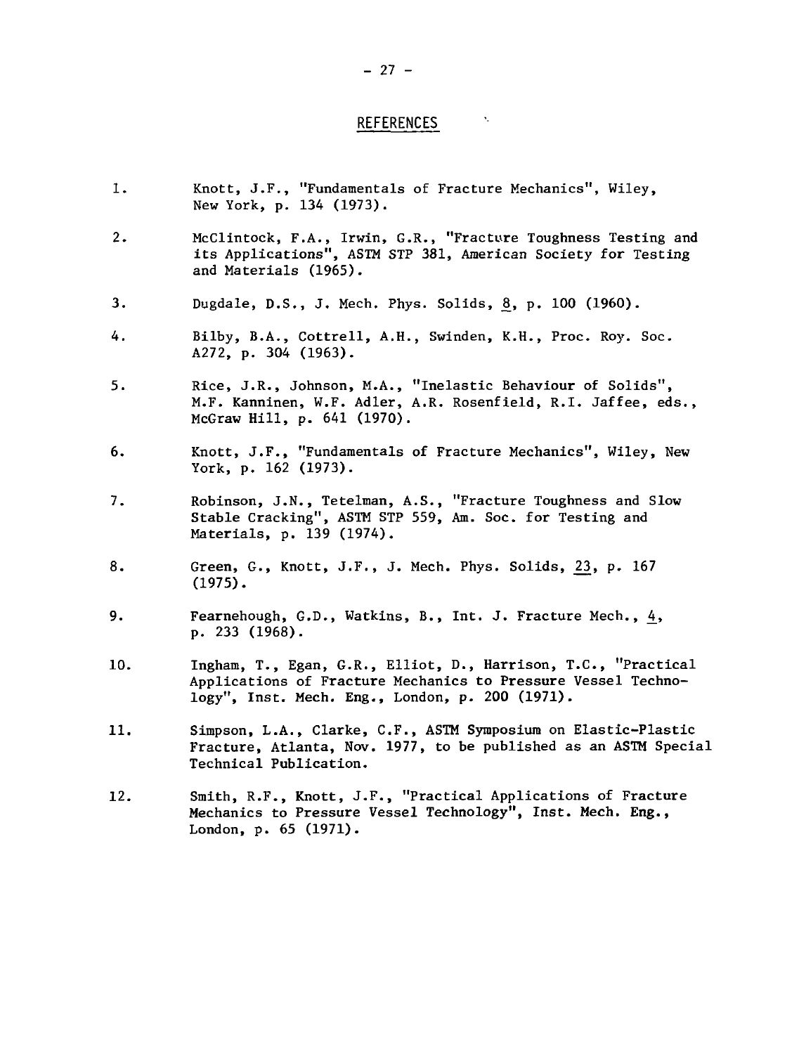## REFERENCES

1. Knott, J.F., "Fundamentals of Fracture Mechanics", Wiley, New York, p. 134 (1973).

2. McClintock, F.A., Irwin, G.R., "Fracture Toughness Testing and its Applications", ASTM STP 381, American Society for Testing and Materials (1965).

3. Dugdale, D.S., J. Mech. Phys. Solids, 8, p. 100 (1960).

4. Bilby, B.A., Cottrell, A.H., Swinden, K.H., Proc. Roy. Soc. A272, p. 304 (1963).

5. Rice, J.R., Johnson, M.A., "Inelastic Behaviour of Solids", M.F. Kanninen, W.F. Adler, A.R. Rosenfield, R.I. Jaffee, eds., McGraw Hill, p. 641 (1970).

6. Knott, J.F., "Fundamentals of Fracture Mechanics", Wiley, New York, p. 162 (1973).

7. Robinson, J.N., Tetelman, A.S., "Fracture Toughness and Slow Stable Cracking", ASTM STP 559, Am. Soc. for Testing and Materials, p. 139 (1974).

8. Green, G., Knott, J.F., J. Mech. Phys. Solids, 23, p. 167 (1975).

9. Fearnehough, G.D., Watkins, B., Int. J. Fracture Mech., 4, p. 233 (1968).

10. Ingham, T., Egan, G.R., Elliot, D., Harrison, T.C., "Practical Applications of Fracture Mechanics to Pressure Vessel Technology", Inst. Mech. Eng., London, p. 200 (1971).

11. Simpson, L.A., Clarke, C.F., ASTM Symposium on Elastic-Plastic Fracture, Atlanta, Nov. 1977, to be published as an ASTM Special Technical Publication.

12. Smith, R.F., Knott, J.F., "Practical Applications of Fracture Mechanics to Pressure Vessel Technology", Inst. Mech. Eng., London, p. 65 (1971).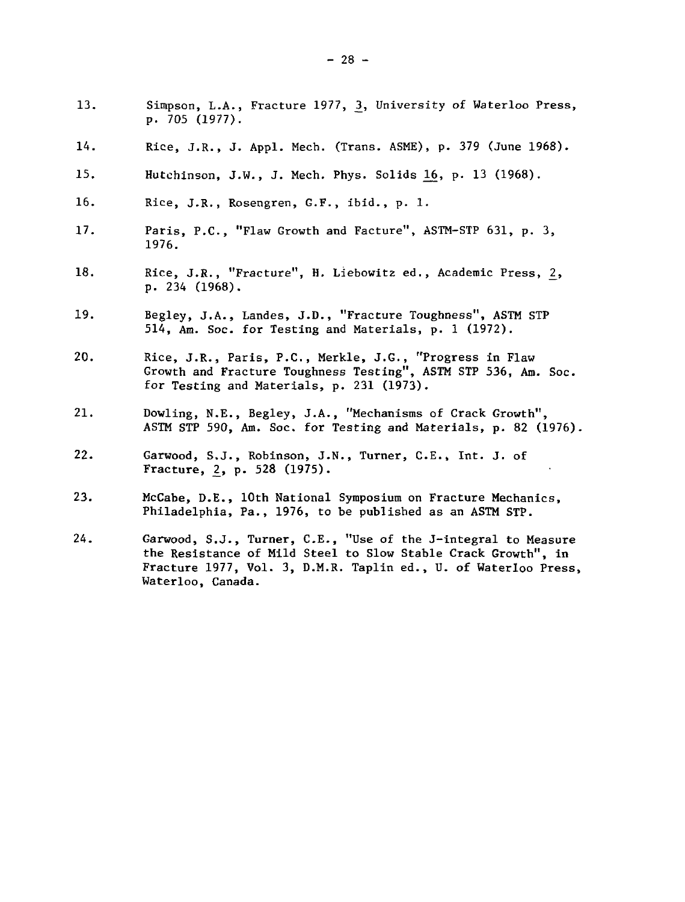13. Simpson, L.A., Fracture 1977, 3, University of Waterloo Press, p. 705 (1977).

14. Rice, J.R., J. Appl. Mech. (Trans. ASME), p. 379 (June 1968).

15. Hutchinson, J.W., J. Mech. Phys. Solids 16, p. 13 (1968).

16. Rice, J.R., Rosengren, G.F., ibid., p. 1.

17. Paris, P.C., "Flaw Growth and Facture", ASTM-STP 631, p. 3, 1976.

18. Rice, J.R., "Fracture", H. Liebowitz ed., Academic Press, 2, p. 234 (1968).

19. Begley, J.A., Landes, J.D., "Fracture Toughness", ASTM STP 514, Am. Soc. for Testing and Materials, p. 1 (1972).

20. Rice, J.R., Paris, P.C., Merkle, J.G., "Progress in Flaw Growth and Fracture Toughness Testing", ASTM STP 536, Am. Soc. for Testing and Materials, p. 231 (1973).

21. Dowling, N.E., Begley, J.A., "Mechanisms of Crack Growth", ASTM STP 590, Am. Soc. for Testing and Materials, p. 82 (1976).

22. Garwood, S.J., Robinson, J.N., Turner, C.E., Int. J. of Fracture, 2, p. 528 (1975).

23. McCabe, D.E., 10th National Symposium on Fracture Mechanics, Philadelphia, Pa., 1976, to be published as an ASTM STP.

24. Garwood, S.J., Turner, C.E., "Use of the J-integral to Measure the Resistance of Mild Steel to Slow Stable Crack Growth", in Fracture 1977, Vol. 3, D.M.R. Taplin ed., U. of Waterloo Press, Waterloo, Canada.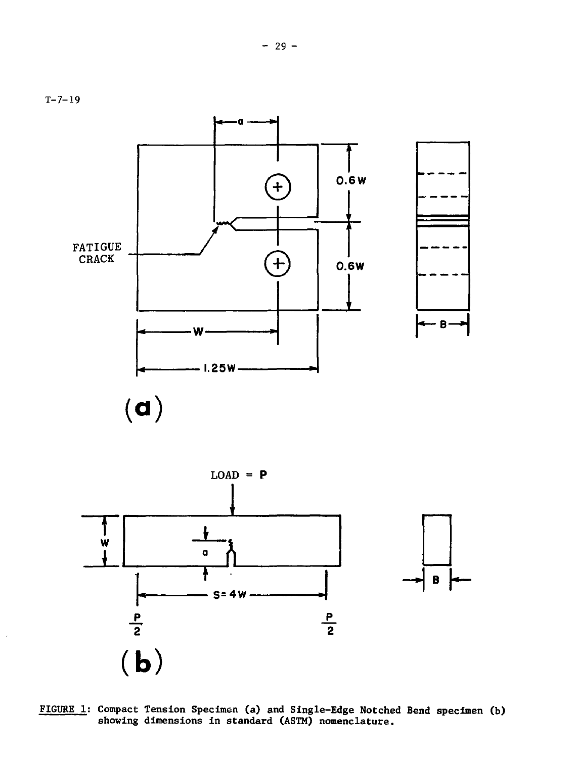T-7-19

(a)

LOAD = P

(b)

FIGURE 1: Compact Tension Specimen (a) and Single-Edge Notched Bend specimen (b) showing dimensions in standard (ASTM) nomenclature.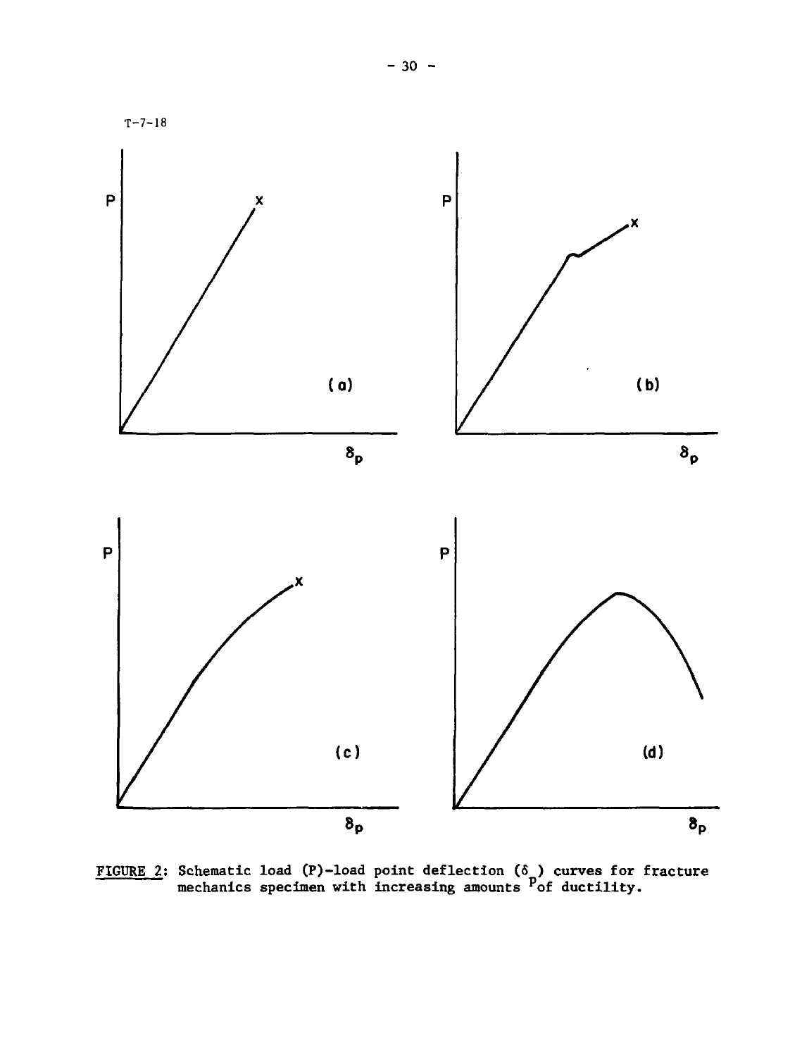T-7-18

FIGURE 2: Schematic load (P)-load point deflection ($\delta_p$) curves for fracture mechanics specimen with increasing amounts of ductility.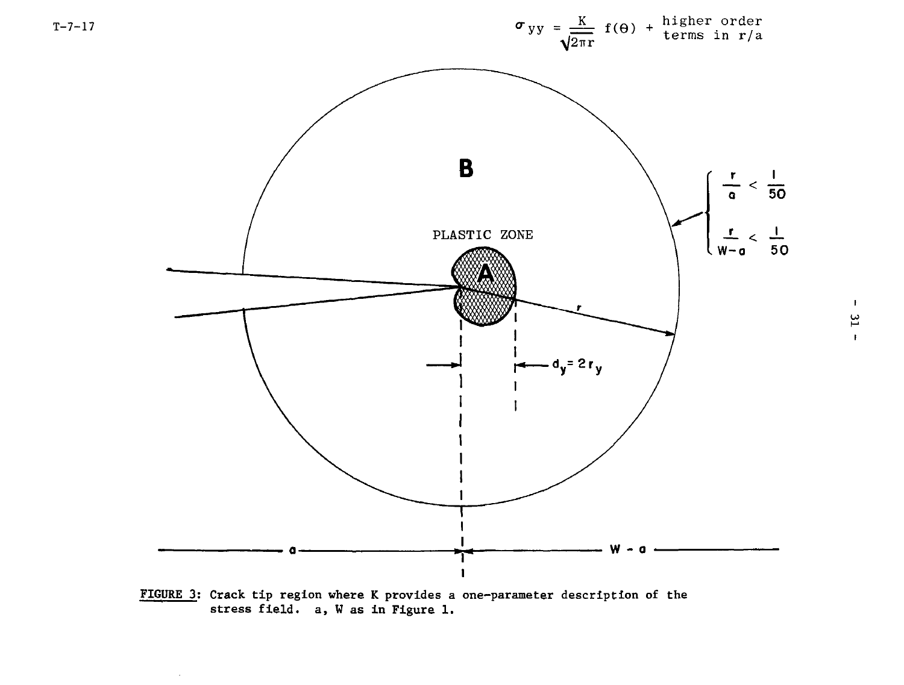$$\sigma_{yy} = \frac{K}{\sqrt{2\pi r}} f(\Theta) + \text{higher order terms in } r/a$$

B

PLASTIC ZONE

A

$\frac{r}{a} < \frac{1}{50}$

$\frac{r}{W-a} < \frac{1}{50}$

$r$

$d_y = 2r_y$

$a$

$W - a$

**FIGURE 3:** Crack tip region where K provides a one-parameter description of the stress field. a, W as in Figure 1.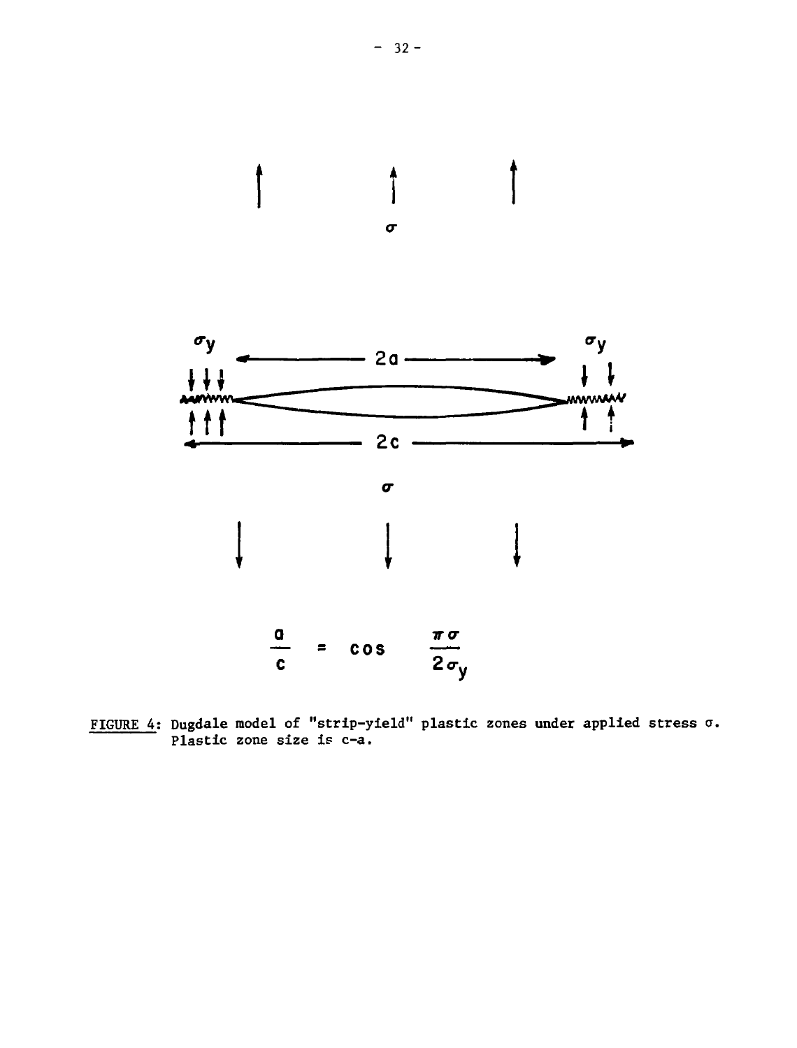$$\frac{a}{c} = \cos \frac{\pi \sigma}{2\sigma_y}$$

FIGURE 4: Dugdale model of "strip-yield" plastic zones under applied stress $\sigma$. Plastic zone size is c-a.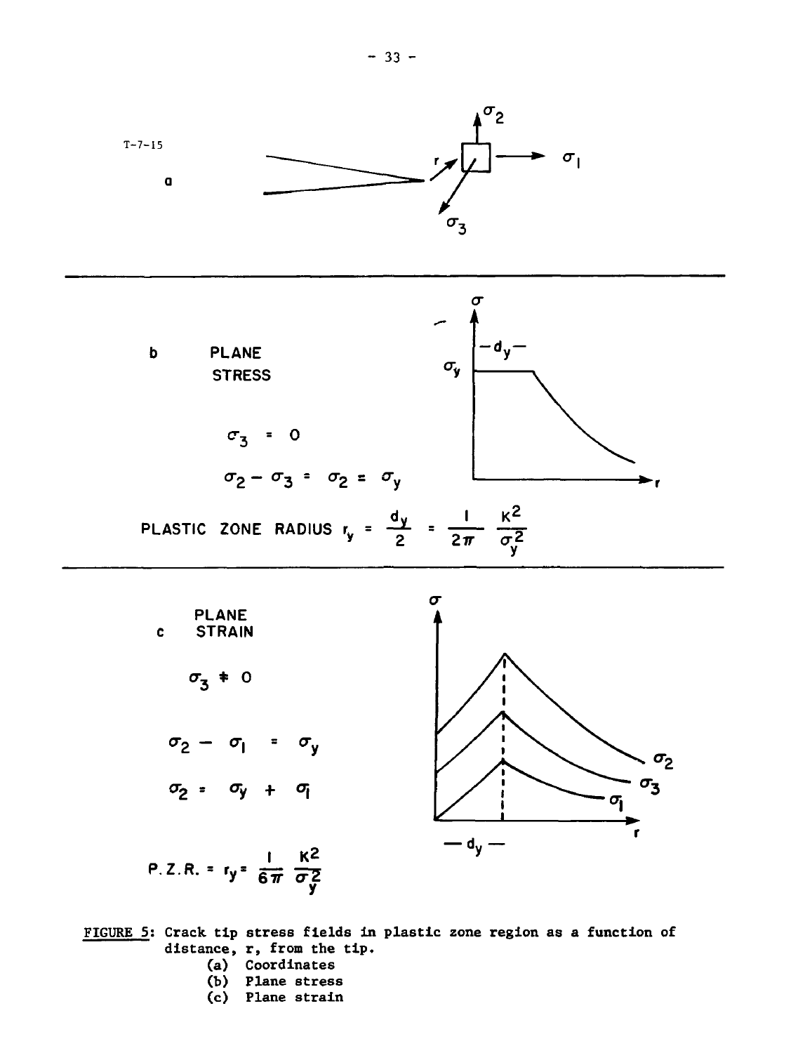T-7-15

a

b PLANE STRESS

$\sigma_3 = 0$

$\sigma_2 - \sigma_3 = \sigma_2 = \sigma_y$

PLASTIC ZONE RADIUS $r_y = \frac{d_y}{2} = \frac{1}{2\pi} \frac{K^2}{\sigma_y^2}$

c PLANE STRAIN

$\sigma_3 \neq 0$

$\sigma_2 - \sigma_1 = \sigma_y$

$\sigma_2 = \sigma_y + \sigma_1$

P.Z.R. $= r_y = \frac{1}{6\pi} \frac{K^2}{\sigma_y^2}$

FIGURE 5: Crack tip stress fields in plastic zone region as a function of distance, r, from the tip.
(a) Coordinates
(b) Plane stress
(c) Plane strain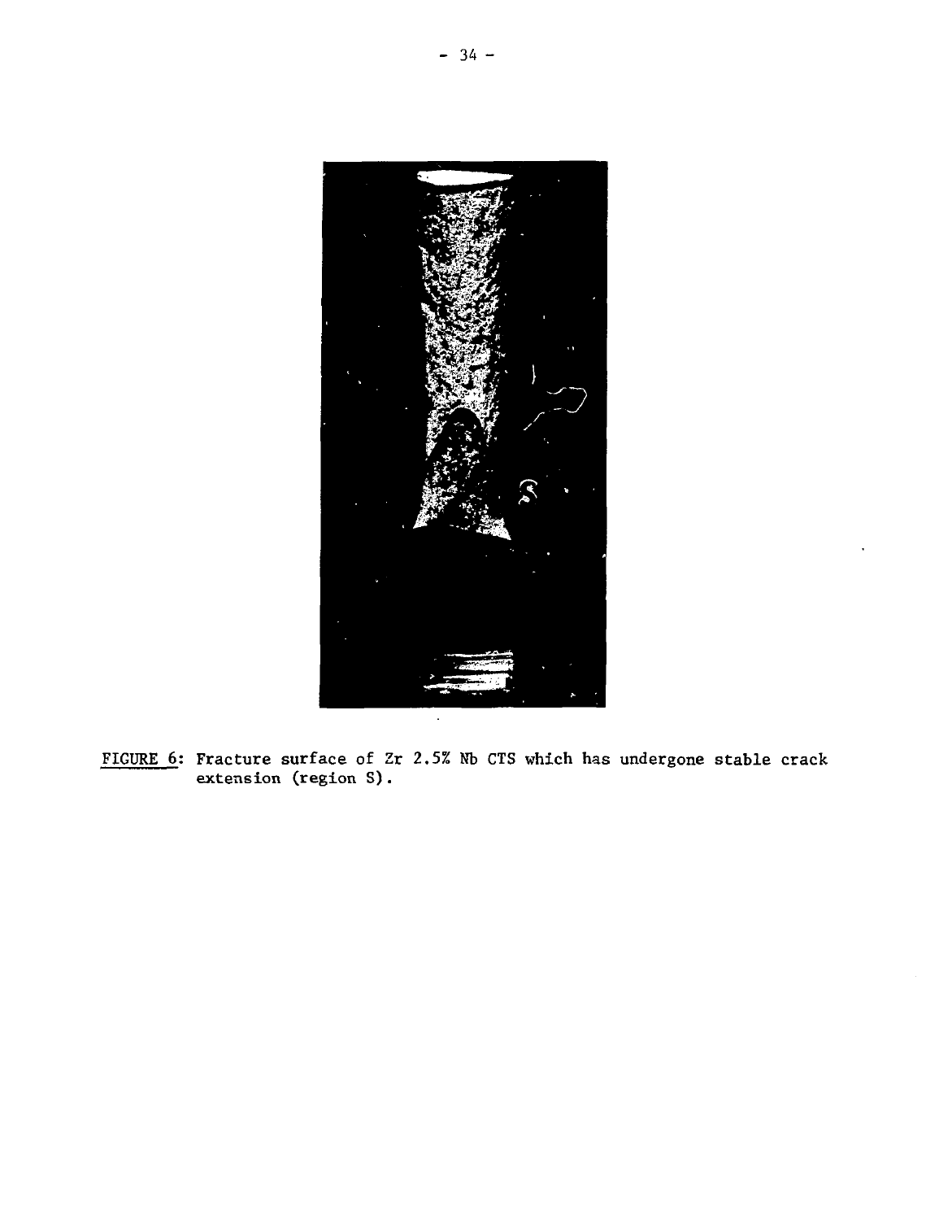FIGURE 6: Fracture surface of Zr 2.5% Nb CTS which has undergone stable crack extension (region S).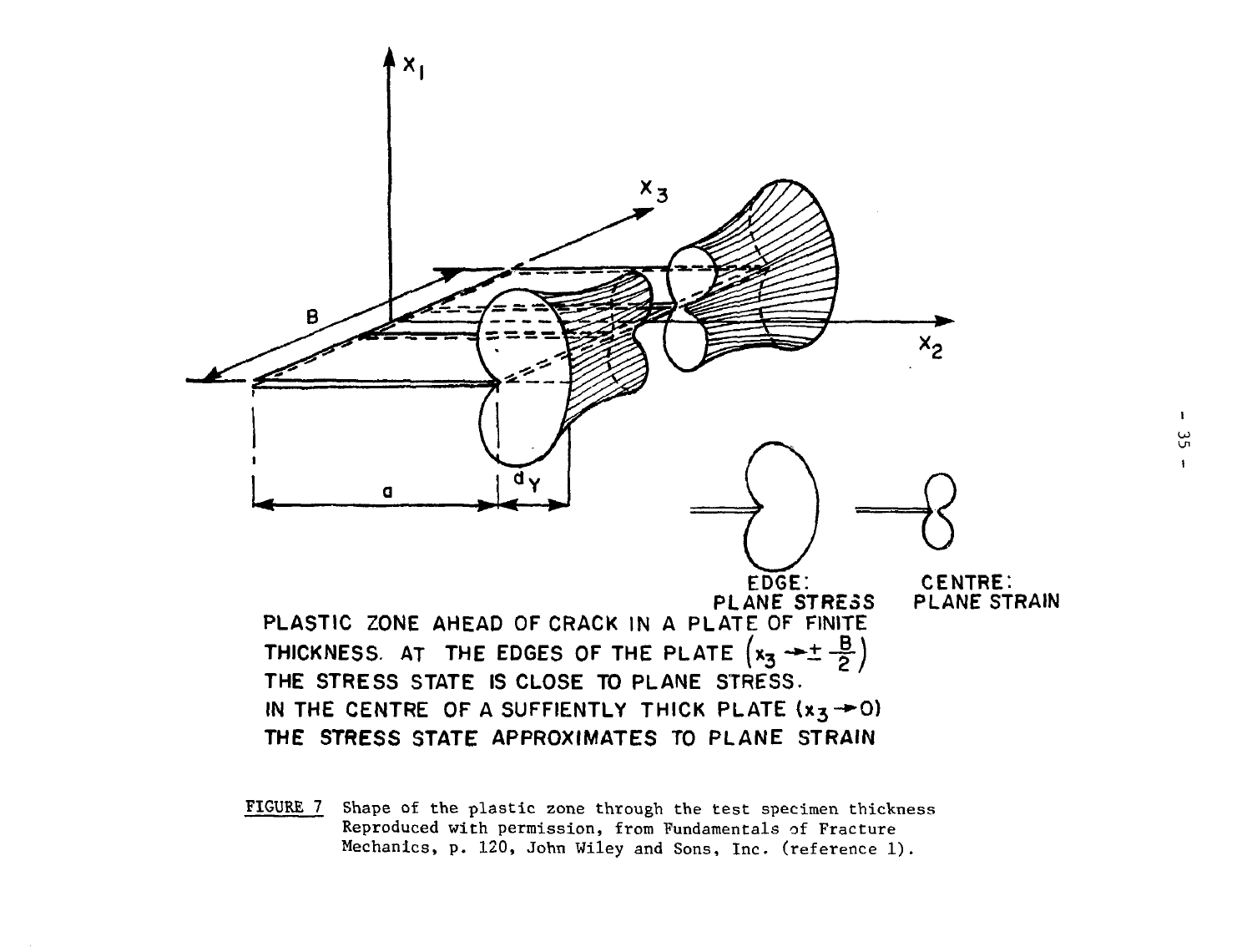PLASTIC ZONE AHEAD OF CRACK IN A PLATE OF FINITE THICKNESS. AT THE EDGES OF THE PLATE $\left(x_3 \rightarrow \pm \frac{B}{2}\right)$ THE STRESS STATE IS CLOSE TO PLANE STRESS. IN THE CENTRE OF A SUFFIENTLY THICK PLATE $(x_3 \rightarrow 0)$ THE STRESS STATE APPROXIMATES TO PLANE STRAIN

FIGURE 7 Shape of the plastic zone through the test specimen thickness Reproduced with permission, from Fundamentals of Fracture Mechanics, p. 120, John Wiley and Sons, Inc. (reference 1).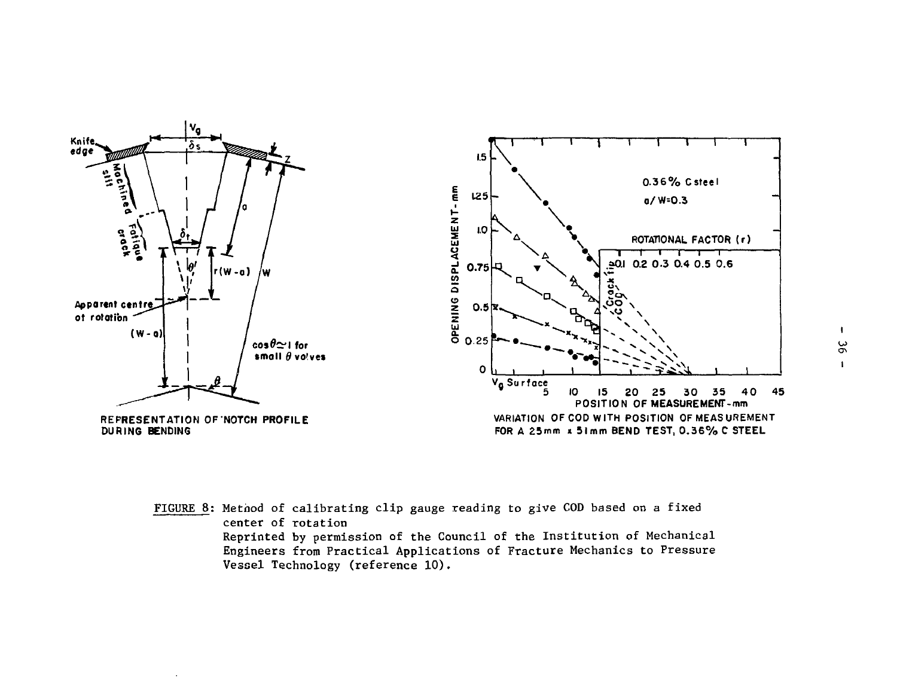FIGURE 8: Method of calibrating clip gauge reading to give COD based on a fixed center of rotation
Reprinted by permission of the Council of the Institution of Mechanical Engineers from Practical Applications of Fracture Mechanics to Pressure Vessel Technology (reference 10).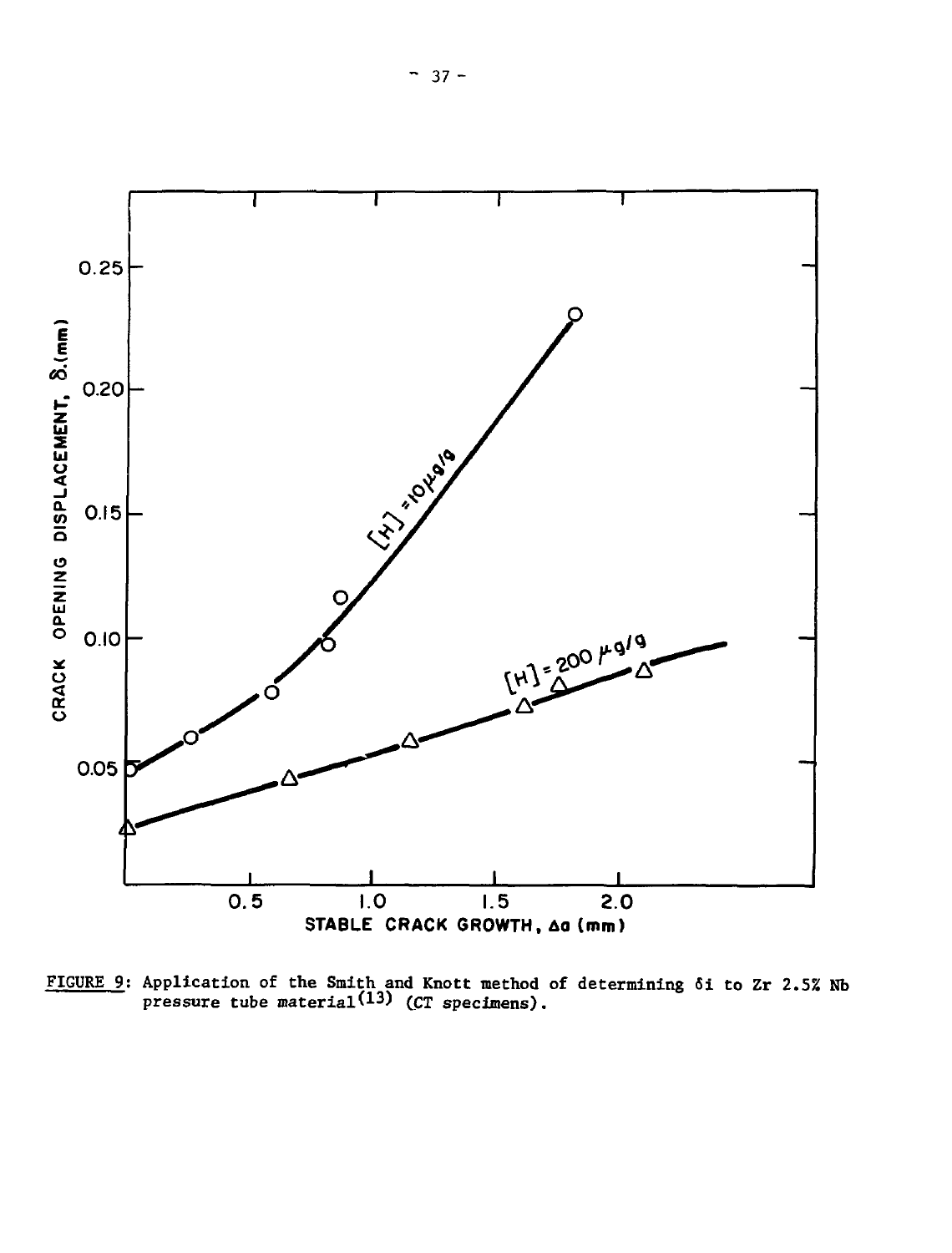FIGURE 9: Application of the Smith and Knott method of determining $\delta i$ to Zr 2.5% Nb pressure tube material[13] (CT specimens).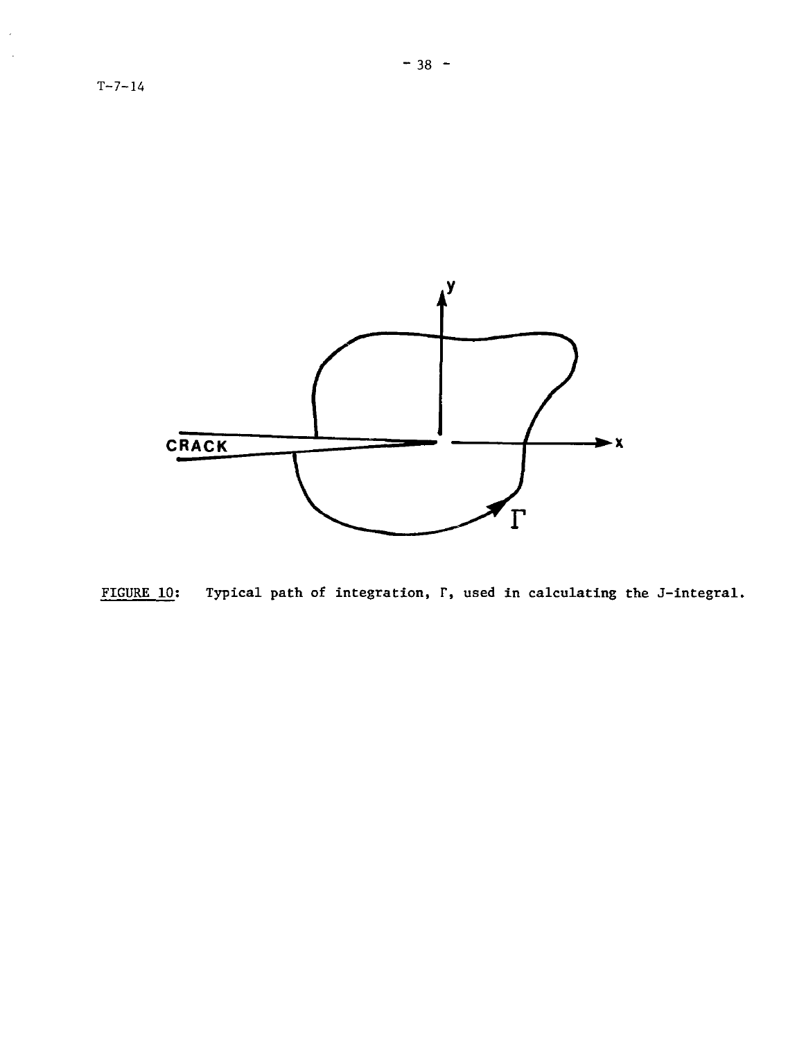FIGURE 10: Typical path of integration, $\Gamma$, used in calculating the J-integral.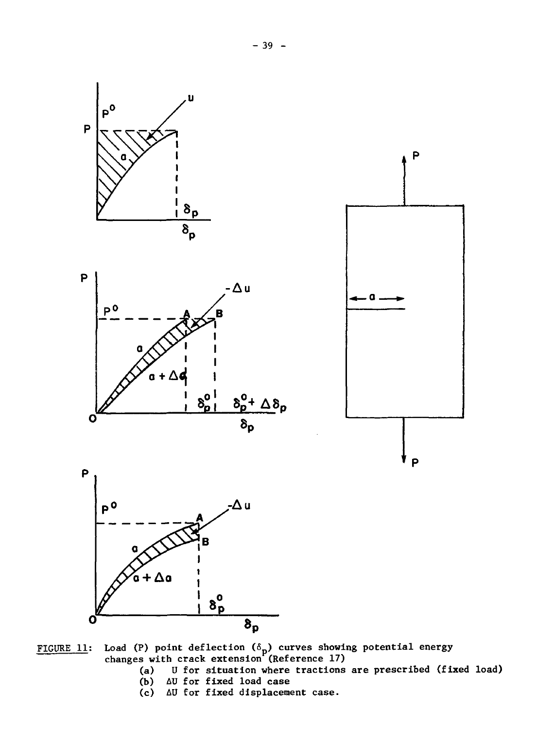FIGURE 11: Load (P) point deflection ($\delta_p$) curves showing potential energy changes with crack extension (Reference 17)

(a) U for situation where tractions are prescribed (fixed load)

(b) $\Delta U$ for fixed load case

(c) $\Delta U$ for fixed displacement case.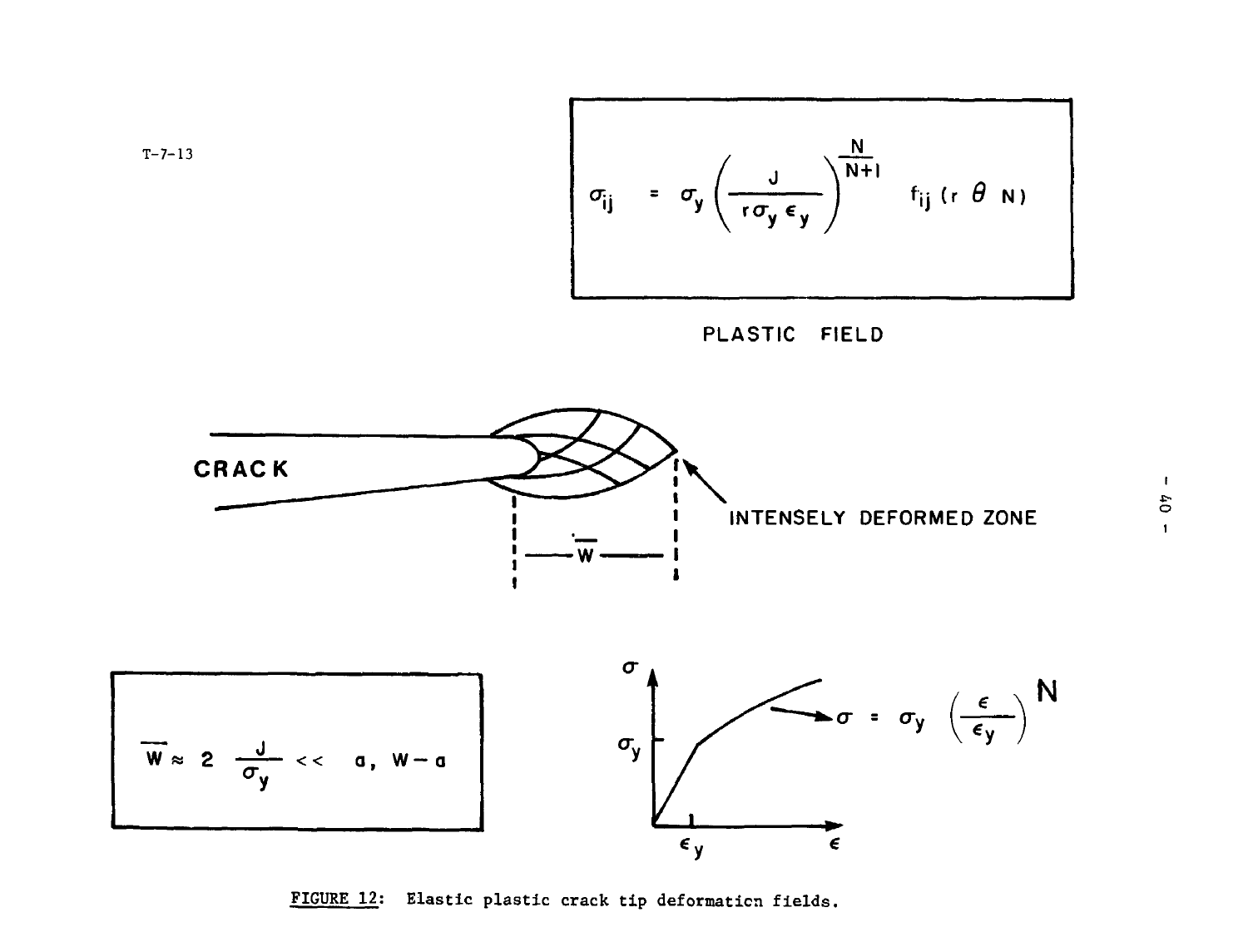T-7-13

$$\sigma_{ij} = \sigma_y \left( \frac{J}{r \sigma_y \epsilon_y} \right)^{\frac{N}{N+1}} f_{ij} (r \; \theta \; N)$$

PLASTIC FIELD

CRACK

INTENSELY DEFORMED ZONE

$\overline{W}$

$$\overline{W} \approx 2 \frac{J}{\sigma_y} << a, \; W - a$$

$$\sigma = \sigma_y \left( \frac{\epsilon}{\epsilon_y} \right)^N$$

$\sigma$, $\sigma_y$, $\epsilon_y$, $\epsilon$

FIGURE 12: Elastic plastic crack tip deformation fields.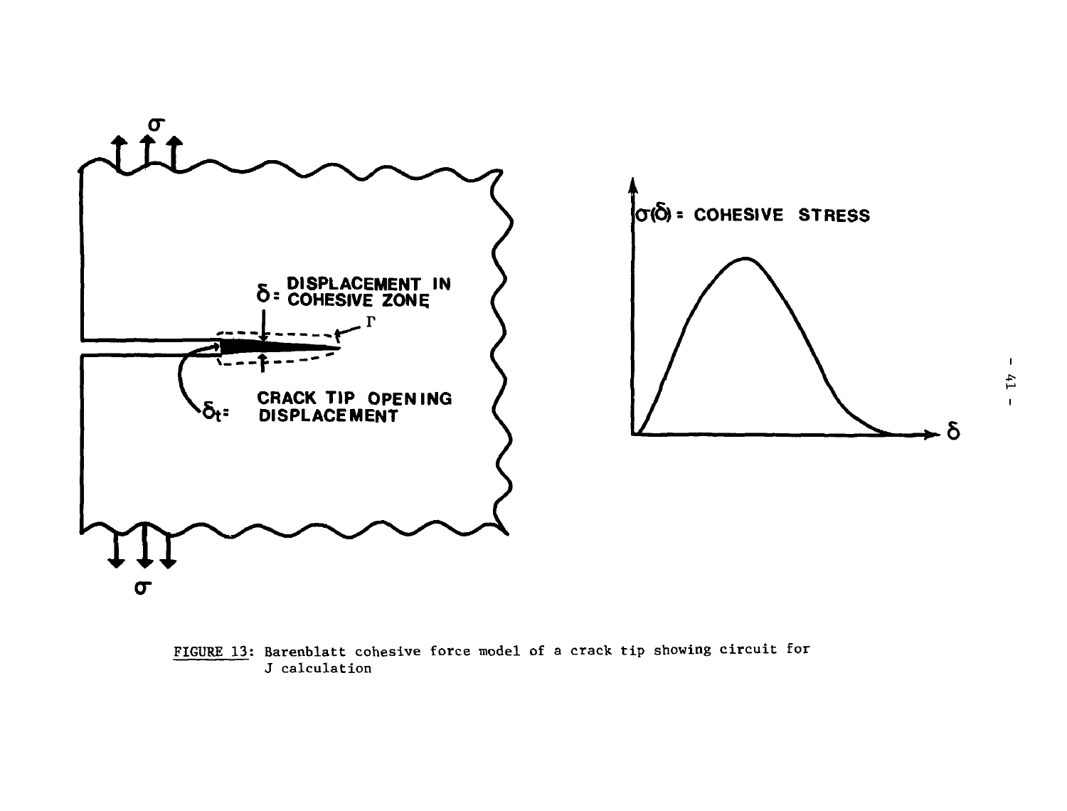FIGURE 13: Barenblatt cohesive force model of a crack tip showing circuit for J calculation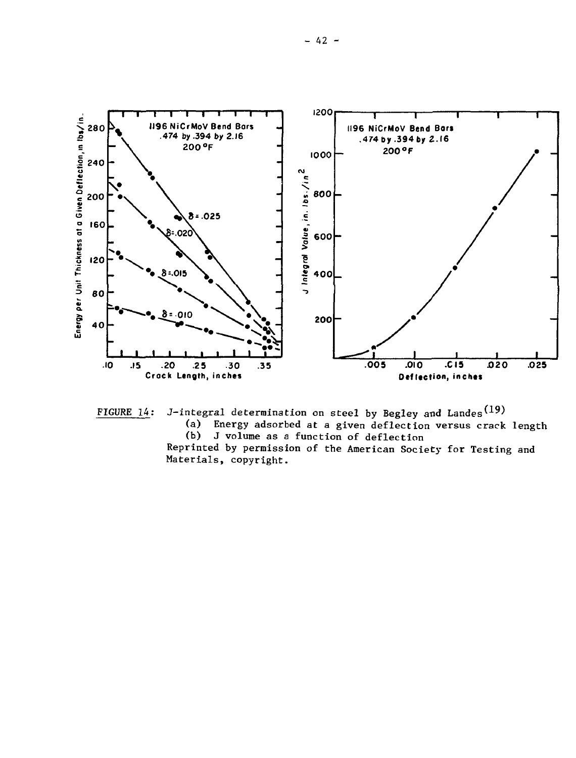FIGURE 14: J-integral determination on steel by Begley and Landes[19]
(a) Energy adsorbed at a given deflection versus crack length
(b) J volume as a function of deflection
Reprinted by permission of the American Society for Testing and Materials, copyright.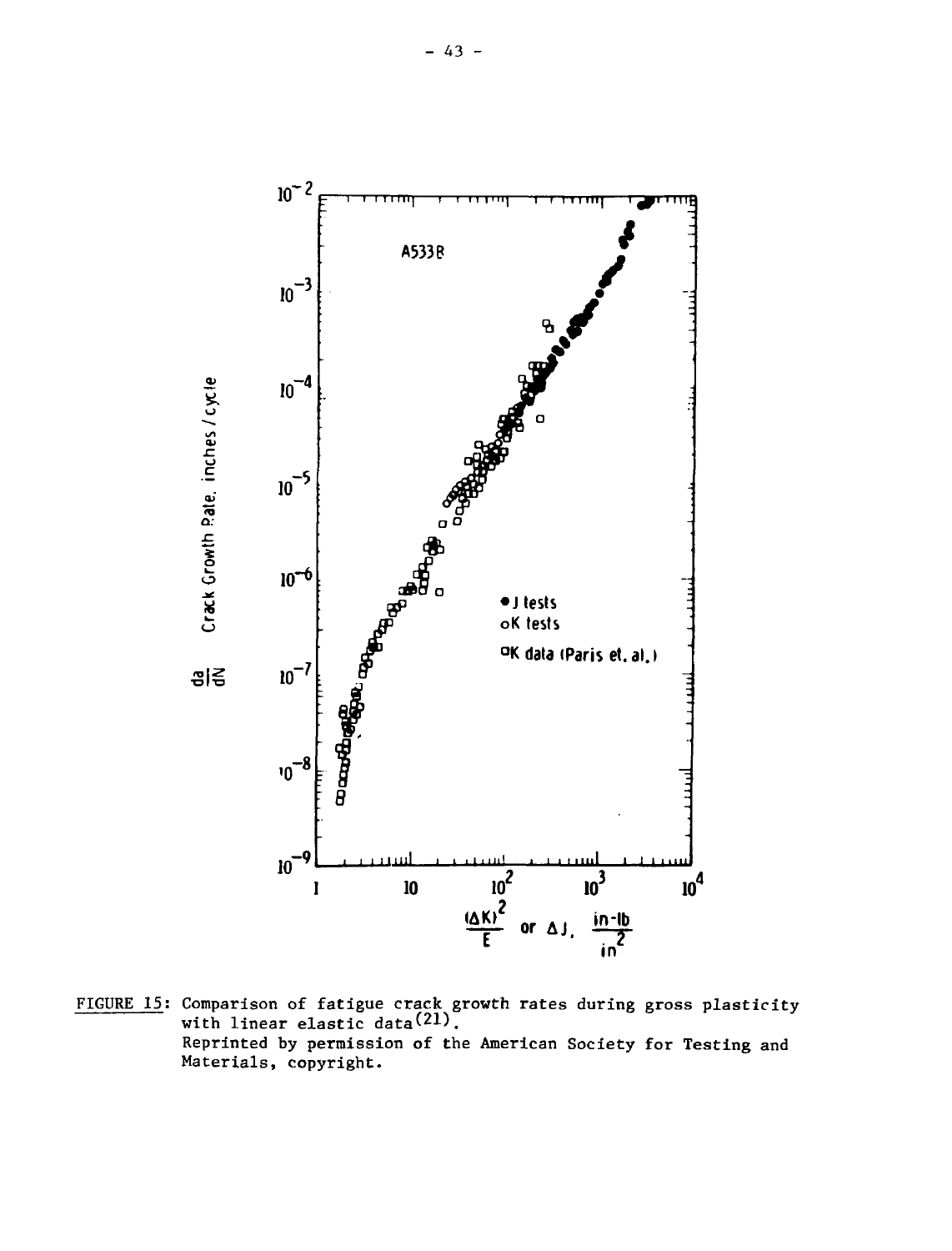FIGURE 15: Comparison of fatigue crack growth rates during gross plasticity with linear elastic data[21].
Reprinted by permission of the American Society for Testing and Materials, copyright.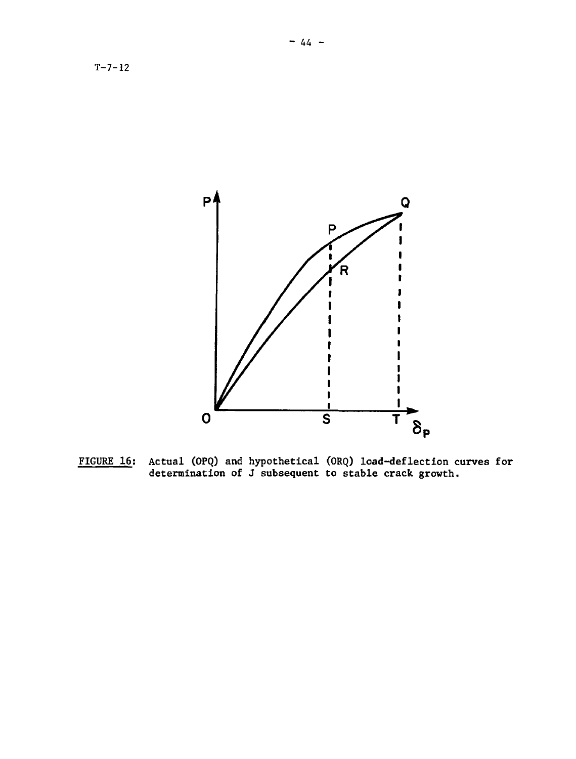FIGURE 16: Actual (OPQ) and hypothetical (ORQ) load-deflection curves for determination of J subsequent to stable crack growth.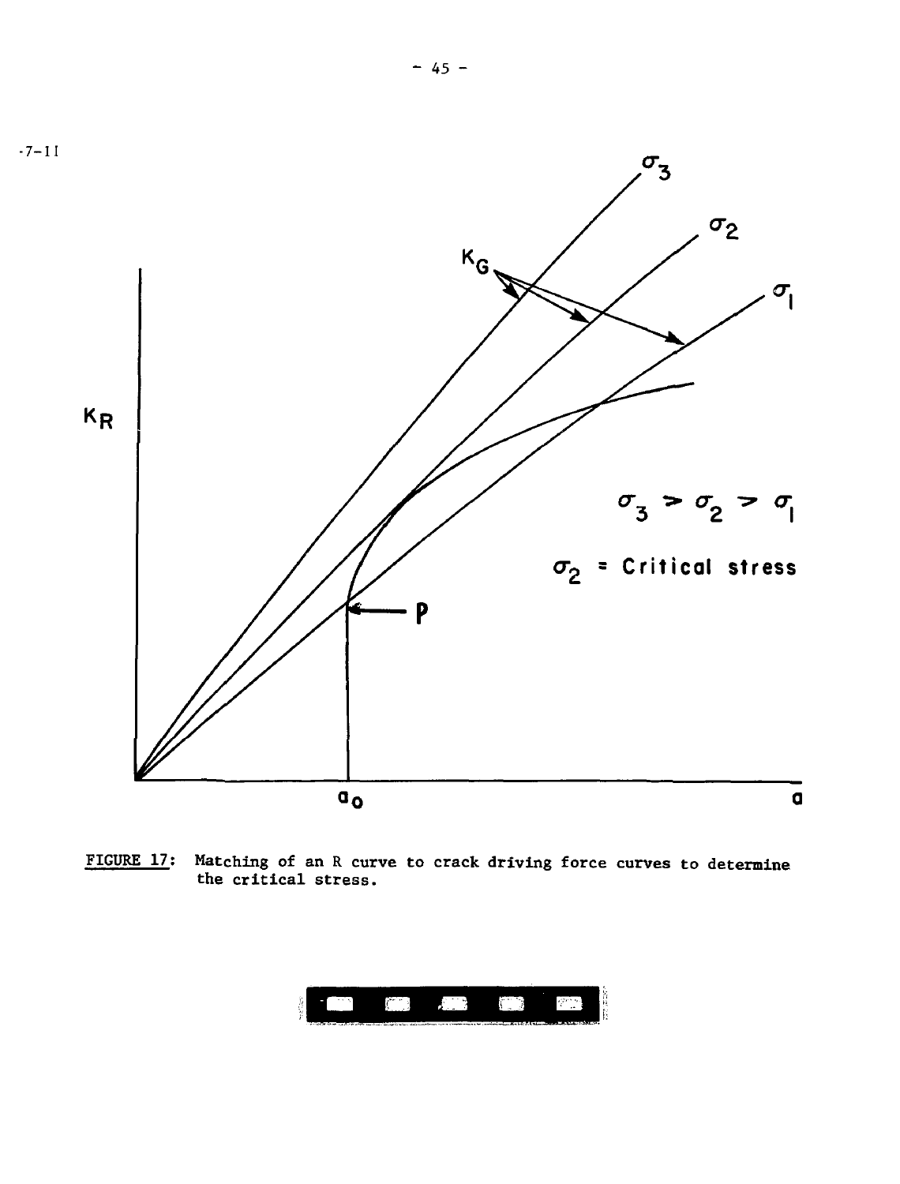FIGURE 17: Matching of an R curve to crack driving force curves to determine the critical stress.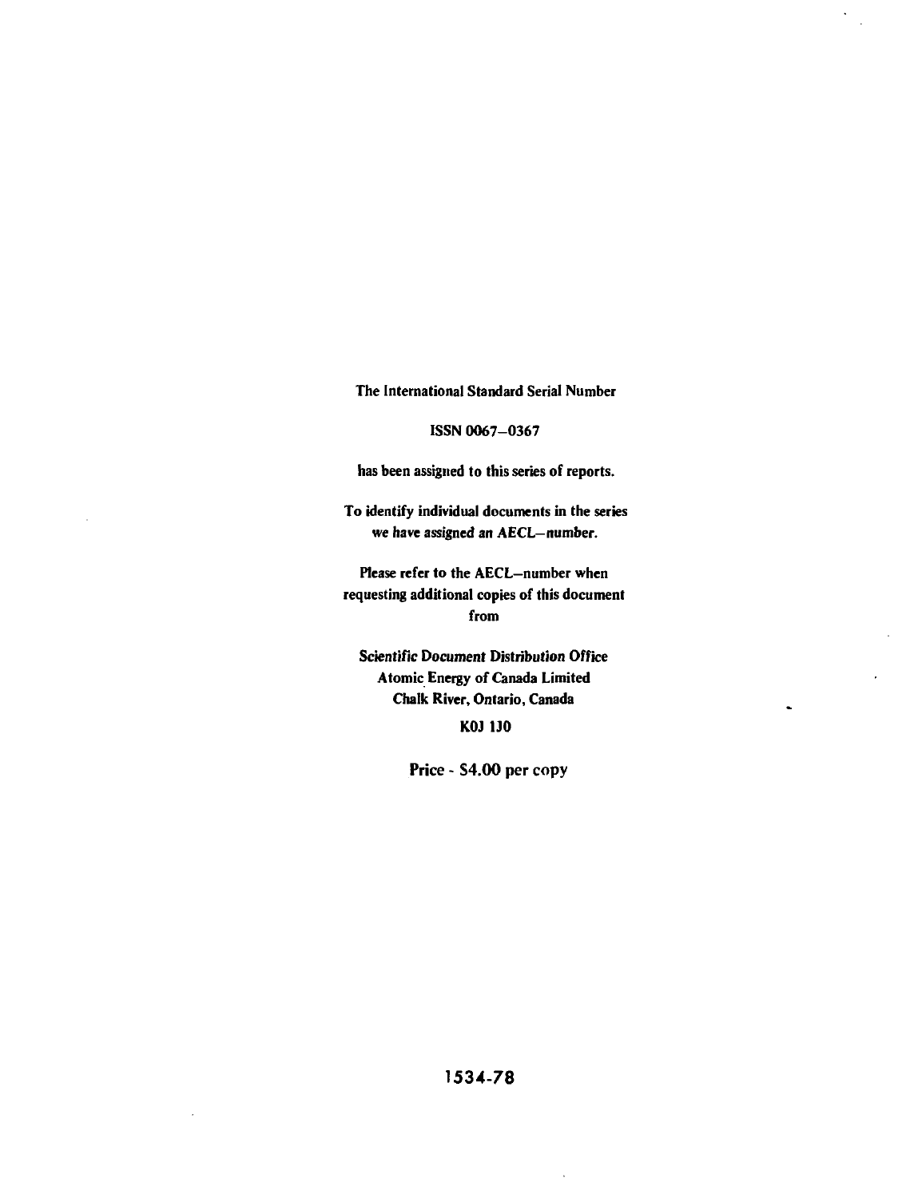The International Standard Serial Number

ISSN 0067–0367

has been assigned to this series of reports.

To identify individual documents in the series we have assigned an AECL–number.

Please refer to the AECL–number when requesting additional copies of this document from

Scientific Document Distribution Office
Atomic Energy of Canada Limited
Chalk River, Ontario, Canada

K0J 1J0

Price - $4.00 per copy

1534-78